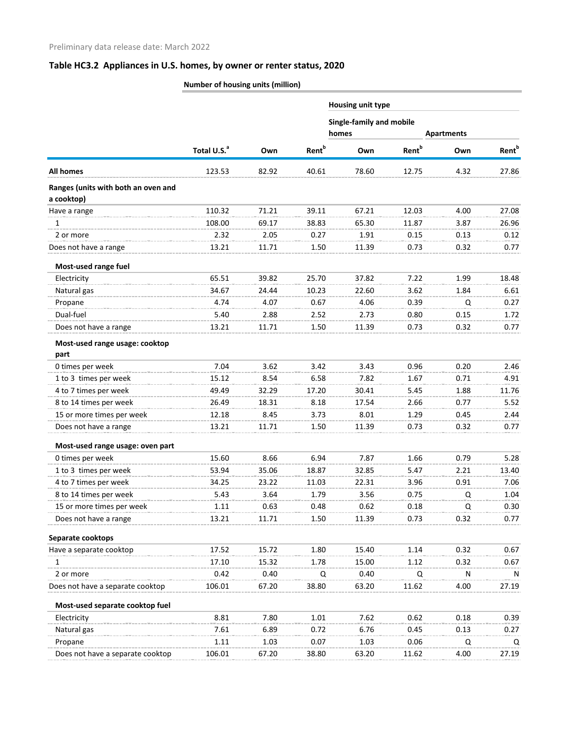Preliminary data release date: March 2022

## Table HC3.2 Appliances in U.S. homes, by owner or renter status, 2020

| | Number of housing units (million) | | | | | | |
|---|---|---|---|---|---|---|---|
| | | | | Housing unit type | | | |
| | | | | Single-family and mobile homes | | Apartments | |
| | Total U.S.[a] | Own | Rent[b] | Own | Rent[b] | Own | Rent[b] |
| **All homes** | 123.53 | 82.92 | 40.61 | 78.60 | 12.75 | 4.32 | 27.86 |
| **Ranges (units with both an oven and a cooktop)** | | | | | | | |
| Have a range | 110.32 | 71.21 | 39.11 | 67.21 | 12.03 | 4.00 | 27.08 |
| 1 | 108.00 | 69.17 | 38.83 | 65.30 | 11.87 | 3.87 | 26.96 |
| 2 or more | 2.32 | 2.05 | 0.27 | 1.91 | 0.15 | 0.13 | 0.12 |
| Does not have a range | 13.21 | 11.71 | 1.50 | 11.39 | 0.73 | 0.32 | 0.77 |
| **Most-used range fuel** | | | | | | | |
| Electricity | 65.51 | 39.82 | 25.70 | 37.82 | 7.22 | 1.99 | 18.48 |
| Natural gas | 34.67 | 24.44 | 10.23 | 22.60 | 3.62 | 1.84 | 6.61 |
| Propane | 4.74 | 4.07 | 0.67 | 4.06 | 0.39 | Q | 0.27 |
| Dual-fuel | 5.40 | 2.88 | 2.52 | 2.73 | 0.80 | 0.15 | 1.72 |
| Does not have a range | 13.21 | 11.71 | 1.50 | 11.39 | 0.73 | 0.32 | 0.77 |
| **Most-used range usage: cooktop part** | | | | | | | |
| 0 times per week | 7.04 | 3.62 | 3.42 | 3.43 | 0.96 | 0.20 | 2.46 |
| 1 to 3 times per week | 15.12 | 8.54 | 6.58 | 7.82 | 1.67 | 0.71 | 4.91 |
| 4 to 7 times per week | 49.49 | 32.29 | 17.20 | 30.41 | 5.45 | 1.88 | 11.76 |
| 8 to 14 times per week | 26.49 | 18.31 | 8.18 | 17.54 | 2.66 | 0.77 | 5.52 |
| 15 or more times per week | 12.18 | 8.45 | 3.73 | 8.01 | 1.29 | 0.45 | 2.44 |
| Does not have a range | 13.21 | 11.71 | 1.50 | 11.39 | 0.73 | 0.32 | 0.77 |
| **Most-used range usage: oven part** | | | | | | | |
| 0 times per week | 15.60 | 8.66 | 6.94 | 7.87 | 1.66 | 0.79 | 5.28 |
| 1 to 3 times per week | 53.94 | 35.06 | 18.87 | 32.85 | 5.47 | 2.21 | 13.40 |
| 4 to 7 times per week | 34.25 | 23.22 | 11.03 | 22.31 | 3.96 | 0.91 | 7.06 |
| 8 to 14 times per week | 5.43 | 3.64 | 1.79 | 3.56 | 0.75 | Q | 1.04 |
| 15 or more times per week | 1.11 | 0.63 | 0.48 | 0.62 | 0.18 | Q | 0.30 |
| Does not have a range | 13.21 | 11.71 | 1.50 | 11.39 | 0.73 | 0.32 | 0.77 |
| **Separate cooktops** | | | | | | | |
| Have a separate cooktop | 17.52 | 15.72 | 1.80 | 15.40 | 1.14 | 0.32 | 0.67 |
| 1 | 17.10 | 15.32 | 1.78 | 15.00 | 1.12 | 0.32 | 0.67 |
| 2 or more | 0.42 | 0.40 | Q | 0.40 | Q | N | N |
| Does not have a separate cooktop | 106.01 | 67.20 | 38.80 | 63.20 | 11.62 | 4.00 | 27.19 |
| **Most-used separate cooktop fuel** | | | | | | | |
| Electricity | 8.81 | 7.80 | 1.01 | 7.62 | 0.62 | 0.18 | 0.39 |
| Natural gas | 7.61 | 6.89 | 0.72 | 6.76 | 0.45 | 0.13 | 0.27 |
| Propane | 1.11 | 1.03 | 0.07 | 1.03 | 0.06 | Q | Q |
| Does not have a separate cooktop | 106.01 | 67.20 | 38.80 | 63.20 | 11.62 | 4.00 | 27.19 |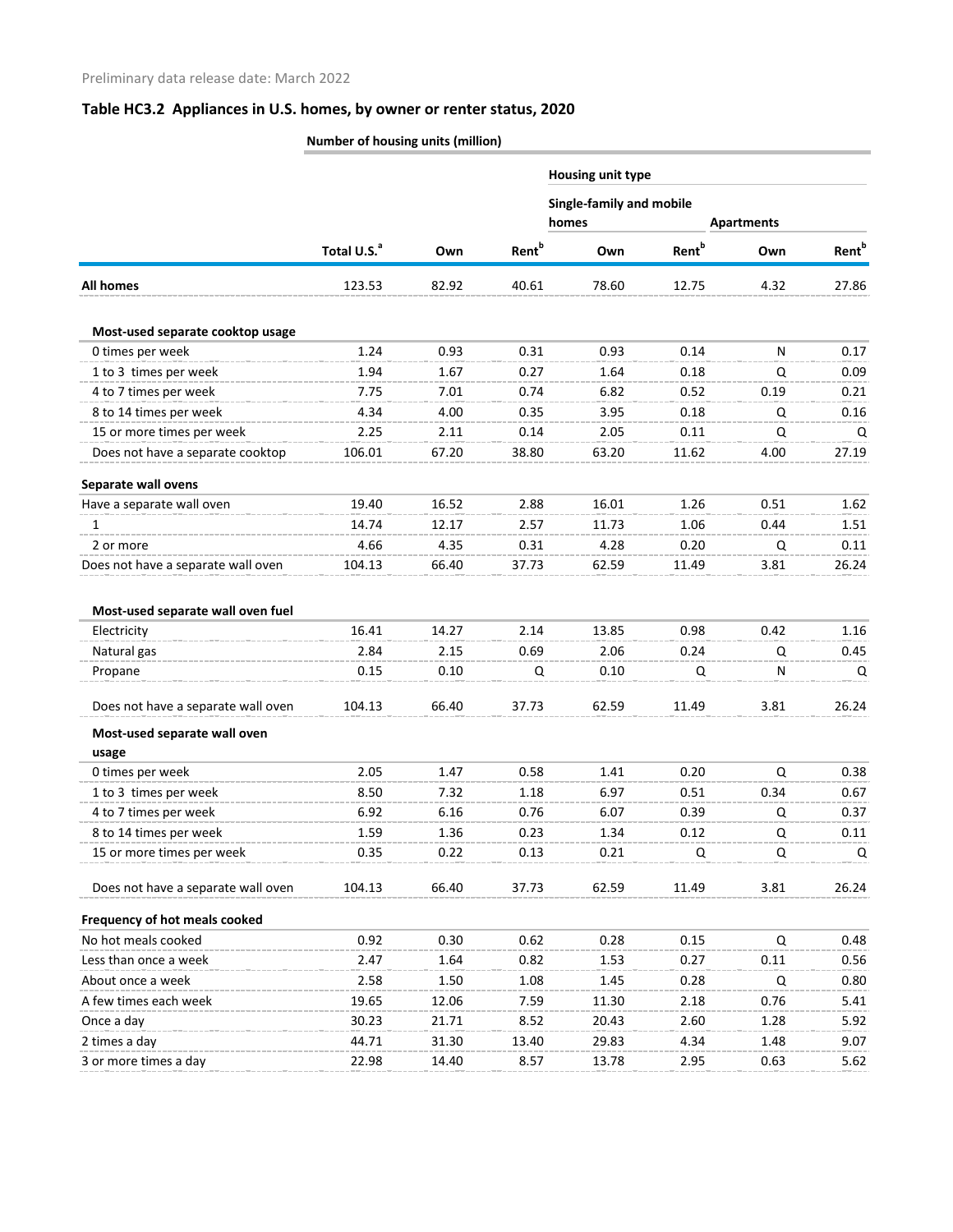Preliminary data release date: March 2022

## Table HC3.2 Appliances in U.S. homes, by owner or renter status, 2020

| | Number of housing units (million) | | | | | | |
|---|---|---|---|---|---|---|---|
| | | | | Housing unit type | | | |
| | | | | Single-family and mobile homes | | Apartments | |
| | Total U.S.[a] | Own | Rent[b] | Own | Rent[b] | Own | Rent[b] |
| **All homes** | 123.53 | 82.92 | 40.61 | 78.60 | 12.75 | 4.32 | 27.86 |
| **Most-used separate cooktop usage** | | | | | | | |
| 0 times per week | 1.24 | 0.93 | 0.31 | 0.93 | 0.14 | N | 0.17 |
| 1 to 3 times per week | 1.94 | 1.67 | 0.27 | 1.64 | 0.18 | Q | 0.09 |
| 4 to 7 times per week | 7.75 | 7.01 | 0.74 | 6.82 | 0.52 | 0.19 | 0.21 |
| 8 to 14 times per week | 4.34 | 4.00 | 0.35 | 3.95 | 0.18 | Q | 0.16 |
| 15 or more times per week | 2.25 | 2.11 | 0.14 | 2.05 | 0.11 | Q | Q |
| Does not have a separate cooktop | 106.01 | 67.20 | 38.80 | 63.20 | 11.62 | 4.00 | 27.19 |
| **Separate wall ovens** | | | | | | | |
| Have a separate wall oven | 19.40 | 16.52 | 2.88 | 16.01 | 1.26 | 0.51 | 1.62 |
| 1 | 14.74 | 12.17 | 2.57 | 11.73 | 1.06 | 0.44 | 1.51 |
| 2 or more | 4.66 | 4.35 | 0.31 | 4.28 | 0.20 | Q | 0.11 |
| Does not have a separate wall oven | 104.13 | 66.40 | 37.73 | 62.59 | 11.49 | 3.81 | 26.24 |
| **Most-used separate wall oven fuel** | | | | | | | |
| Electricity | 16.41 | 14.27 | 2.14 | 13.85 | 0.98 | 0.42 | 1.16 |
| Natural gas | 2.84 | 2.15 | 0.69 | 2.06 | 0.24 | Q | 0.45 |
| Propane | 0.15 | 0.10 | Q | 0.10 | Q | N | Q |
| Does not have a separate wall oven | 104.13 | 66.40 | 37.73 | 62.59 | 11.49 | 3.81 | 26.24 |
| **Most-used separate wall oven usage** | | | | | | | |
| 0 times per week | 2.05 | 1.47 | 0.58 | 1.41 | 0.20 | Q | 0.38 |
| 1 to 3 times per week | 8.50 | 7.32 | 1.18 | 6.97 | 0.51 | 0.34 | 0.67 |
| 4 to 7 times per week | 6.92 | 6.16 | 0.76 | 6.07 | 0.39 | Q | 0.37 |
| 8 to 14 times per week | 1.59 | 1.36 | 0.23 | 1.34 | 0.12 | Q | 0.11 |
| 15 or more times per week | 0.35 | 0.22 | 0.13 | 0.21 | Q | Q | Q |
| Does not have a separate wall oven | 104.13 | 66.40 | 37.73 | 62.59 | 11.49 | 3.81 | 26.24 |
| **Frequency of hot meals cooked** | | | | | | | |
| No hot meals cooked | 0.92 | 0.30 | 0.62 | 0.28 | 0.15 | Q | 0.48 |
| Less than once a week | 2.47 | 1.64 | 0.82 | 1.53 | 0.27 | 0.11 | 0.56 |
| About once a week | 2.58 | 1.50 | 1.08 | 1.45 | 0.28 | Q | 0.80 |
| A few times each week | 19.65 | 12.06 | 7.59 | 11.30 | 2.18 | 0.76 | 5.41 |
| Once a day | 30.23 | 21.71 | 8.52 | 20.43 | 2.60 | 1.28 | 5.92 |
| 2 times a day | 44.71 | 31.30 | 13.40 | 29.83 | 4.34 | 1.48 | 9.07 |
| 3 or more times a day | 22.98 | 14.40 | 8.57 | 13.78 | 2.95 | 0.63 | 5.62 |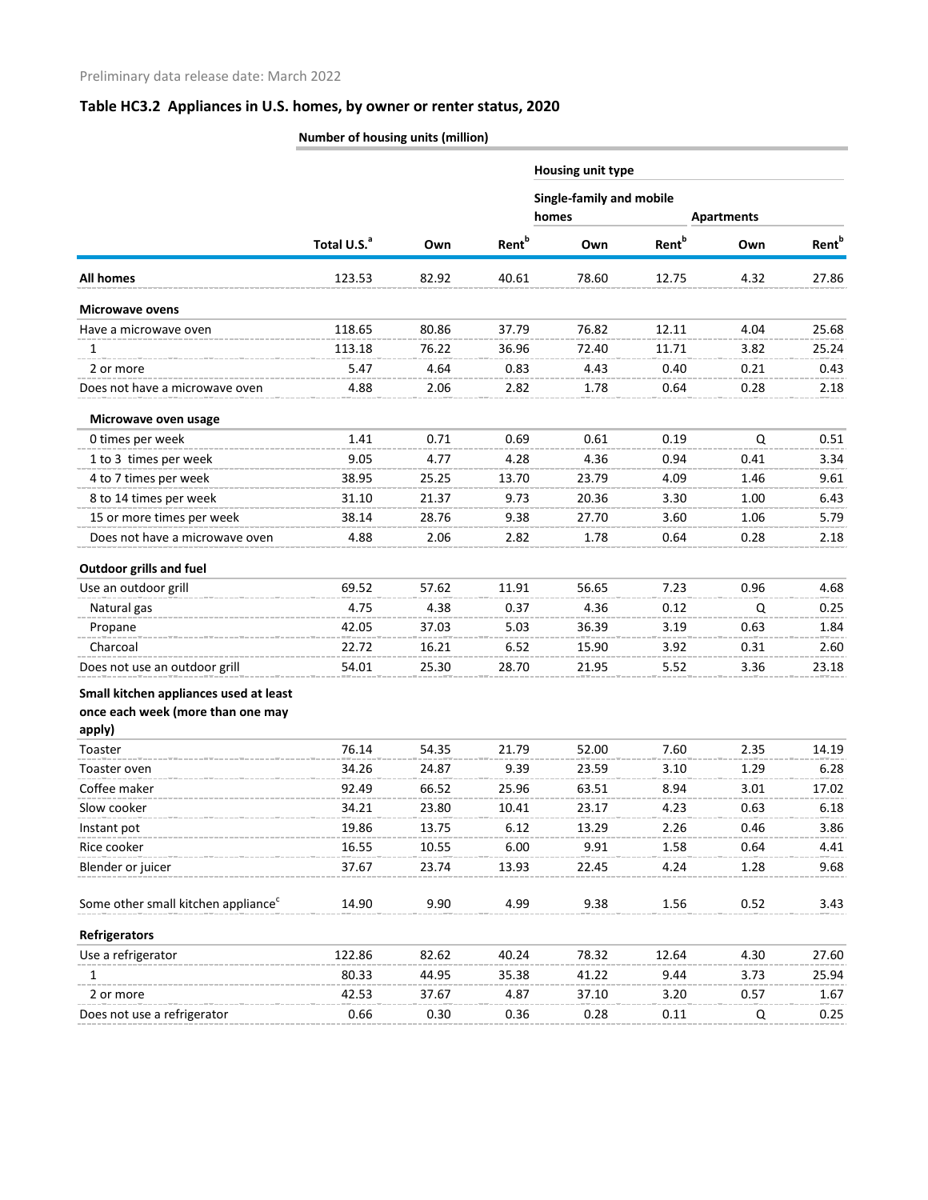Preliminary data release date: March 2022

## Table HC3.2 Appliances in U.S. homes, by owner or renter status, 2020

| | Number of housing units (million) | | | | | | |
|---|---|---|---|---|---|---|---|
| | | | | Housing unit type | | | |
| | | | | Single-family and mobile homes | | Apartments | |
| | Total U.S.[a] | Own | Rent[b] | Own | Rent[b] | Own | Rent[b] |
| **All homes** | 123.53 | 82.92 | 40.61 | 78.60 | 12.75 | 4.32 | 27.86 |
| **Microwave ovens** | | | | | | | |
| Have a microwave oven | 118.65 | 80.86 | 37.79 | 76.82 | 12.11 | 4.04 | 25.68 |
| 1 | 113.18 | 76.22 | 36.96 | 72.40 | 11.71 | 3.82 | 25.24 |
| 2 or more | 5.47 | 4.64 | 0.83 | 4.43 | 0.40 | 0.21 | 0.43 |
| Does not have a microwave oven | 4.88 | 2.06 | 2.82 | 1.78 | 0.64 | 0.28 | 2.18 |
| **Microwave oven usage** | | | | | | | |
| 0 times per week | 1.41 | 0.71 | 0.69 | 0.61 | 0.19 | Q | 0.51 |
| 1 to 3 times per week | 9.05 | 4.77 | 4.28 | 4.36 | 0.94 | 0.41 | 3.34 |
| 4 to 7 times per week | 38.95 | 25.25 | 13.70 | 23.79 | 4.09 | 1.46 | 9.61 |
| 8 to 14 times per week | 31.10 | 21.37 | 9.73 | 20.36 | 3.30 | 1.00 | 6.43 |
| 15 or more times per week | 38.14 | 28.76 | 9.38 | 27.70 | 3.60 | 1.06 | 5.79 |
| Does not have a microwave oven | 4.88 | 2.06 | 2.82 | 1.78 | 0.64 | 0.28 | 2.18 |
| **Outdoor grills and fuel** | | | | | | | |
| Use an outdoor grill | 69.52 | 57.62 | 11.91 | 56.65 | 7.23 | 0.96 | 4.68 |
| Natural gas | 4.75 | 4.38 | 0.37 | 4.36 | 0.12 | Q | 0.25 |
| Propane | 42.05 | 37.03 | 5.03 | 36.39 | 3.19 | 0.63 | 1.84 |
| Charcoal | 22.72 | 16.21 | 6.52 | 15.90 | 3.92 | 0.31 | 2.60 |
| Does not use an outdoor grill | 54.01 | 25.30 | 28.70 | 21.95 | 5.52 | 3.36 | 23.18 |
| **Small kitchen appliances used at least once each week (more than one may apply)** | | | | | | | |
| Toaster | 76.14 | 54.35 | 21.79 | 52.00 | 7.60 | 2.35 | 14.19 |
| Toaster oven | 34.26 | 24.87 | 9.39 | 23.59 | 3.10 | 1.29 | 6.28 |
| Coffee maker | 92.49 | 66.52 | 25.96 | 63.51 | 8.94 | 3.01 | 17.02 |
| Slow cooker | 34.21 | 23.80 | 10.41 | 23.17 | 4.23 | 0.63 | 6.18 |
| Instant pot | 19.86 | 13.75 | 6.12 | 13.29 | 2.26 | 0.46 | 3.86 |
| Rice cooker | 16.55 | 10.55 | 6.00 | 9.91 | 1.58 | 0.64 | 4.41 |
| Blender or juicer | 37.67 | 23.74 | 13.93 | 22.45 | 4.24 | 1.28 | 9.68 |
| Some other small kitchen appliance[c] | 14.90 | 9.90 | 4.99 | 9.38 | 1.56 | 0.52 | 3.43 |
| **Refrigerators** | | | | | | | |
| Use a refrigerator | 122.86 | 82.62 | 40.24 | 78.32 | 12.64 | 4.30 | 27.60 |
| 1 | 80.33 | 44.95 | 35.38 | 41.22 | 9.44 | 3.73 | 25.94 |
| 2 or more | 42.53 | 37.67 | 4.87 | 37.10 | 3.20 | 0.57 | 1.67 |
| Does not use a refrigerator | 0.66 | 0.30 | 0.36 | 0.28 | 0.11 | Q | 0.25 |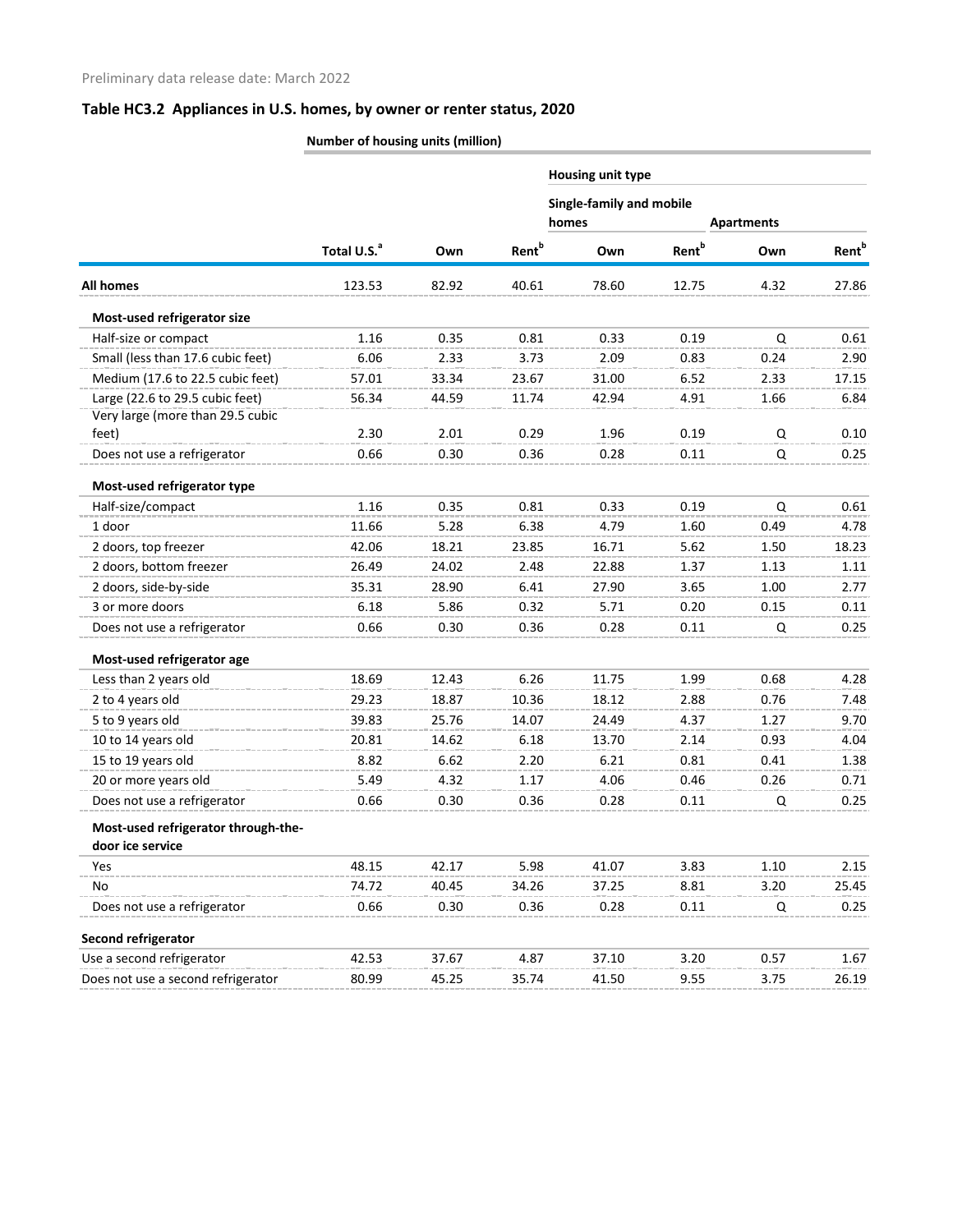Preliminary data release date: March 2022

## Table HC3.2 Appliances in U.S. homes, by owner or renter status, 2020

| | Number of housing units (million) | | | | | | |
|---|---|---|---|---|---|---|---|
| | | | | Housing unit type | | | |
| | | | | Single-family and mobile homes | | Apartments | |
| | Total U.S.[a] | Own | Rent[b] | Own | Rent[b] | Own | Rent[b] |
| **All homes** | 123.53 | 82.92 | 40.61 | 78.60 | 12.75 | 4.32 | 27.86 |
| **Most-used refrigerator size** | | | | | | | |
| Half-size or compact | 1.16 | 0.35 | 0.81 | 0.33 | 0.19 | Q | 0.61 |
| Small (less than 17.6 cubic feet) | 6.06 | 2.33 | 3.73 | 2.09 | 0.83 | 0.24 | 2.90 |
| Medium (17.6 to 22.5 cubic feet) | 57.01 | 33.34 | 23.67 | 31.00 | 6.52 | 2.33 | 17.15 |
| Large (22.6 to 29.5 cubic feet) | 56.34 | 44.59 | 11.74 | 42.94 | 4.91 | 1.66 | 6.84 |
| Very large (more than 29.5 cubic feet) | 2.30 | 2.01 | 0.29 | 1.96 | 0.19 | Q | 0.10 |
| Does not use a refrigerator | 0.66 | 0.30 | 0.36 | 0.28 | 0.11 | Q | 0.25 |
| **Most-used refrigerator type** | | | | | | | |
| Half-size/compact | 1.16 | 0.35 | 0.81 | 0.33 | 0.19 | Q | 0.61 |
| 1 door | 11.66 | 5.28 | 6.38 | 4.79 | 1.60 | 0.49 | 4.78 |
| 2 doors, top freezer | 42.06 | 18.21 | 23.85 | 16.71 | 5.62 | 1.50 | 18.23 |
| 2 doors, bottom freezer | 26.49 | 24.02 | 2.48 | 22.88 | 1.37 | 1.13 | 1.11 |
| 2 doors, side-by-side | 35.31 | 28.90 | 6.41 | 27.90 | 3.65 | 1.00 | 2.77 |
| 3 or more doors | 6.18 | 5.86 | 0.32 | 5.71 | 0.20 | 0.15 | 0.11 |
| Does not use a refrigerator | 0.66 | 0.30 | 0.36 | 0.28 | 0.11 | Q | 0.25 |
| **Most-used refrigerator age** | | | | | | | |
| Less than 2 years old | 18.69 | 12.43 | 6.26 | 11.75 | 1.99 | 0.68 | 4.28 |
| 2 to 4 years old | 29.23 | 18.87 | 10.36 | 18.12 | 2.88 | 0.76 | 7.48 |
| 5 to 9 years old | 39.83 | 25.76 | 14.07 | 24.49 | 4.37 | 1.27 | 9.70 |
| 10 to 14 years old | 20.81 | 14.62 | 6.18 | 13.70 | 2.14 | 0.93 | 4.04 |
| 15 to 19 years old | 8.82 | 6.62 | 2.20 | 6.21 | 0.81 | 0.41 | 1.38 |
| 20 or more years old | 5.49 | 4.32 | 1.17 | 4.06 | 0.46 | 0.26 | 0.71 |
| Does not use a refrigerator | 0.66 | 0.30 | 0.36 | 0.28 | 0.11 | Q | 0.25 |
| **Most-used refrigerator through-the-door ice service** | | | | | | | |
| Yes | 48.15 | 42.17 | 5.98 | 41.07 | 3.83 | 1.10 | 2.15 |
| No | 74.72 | 40.45 | 34.26 | 37.25 | 8.81 | 3.20 | 25.45 |
| Does not use a refrigerator | 0.66 | 0.30 | 0.36 | 0.28 | 0.11 | Q | 0.25 |
| **Second refrigerator** | | | | | | | |
| Use a second refrigerator | 42.53 | 37.67 | 4.87 | 37.10 | 3.20 | 0.57 | 1.67 |
| Does not use a second refrigerator | 80.99 | 45.25 | 35.74 | 41.50 | 9.55 | 3.75 | 26.19 |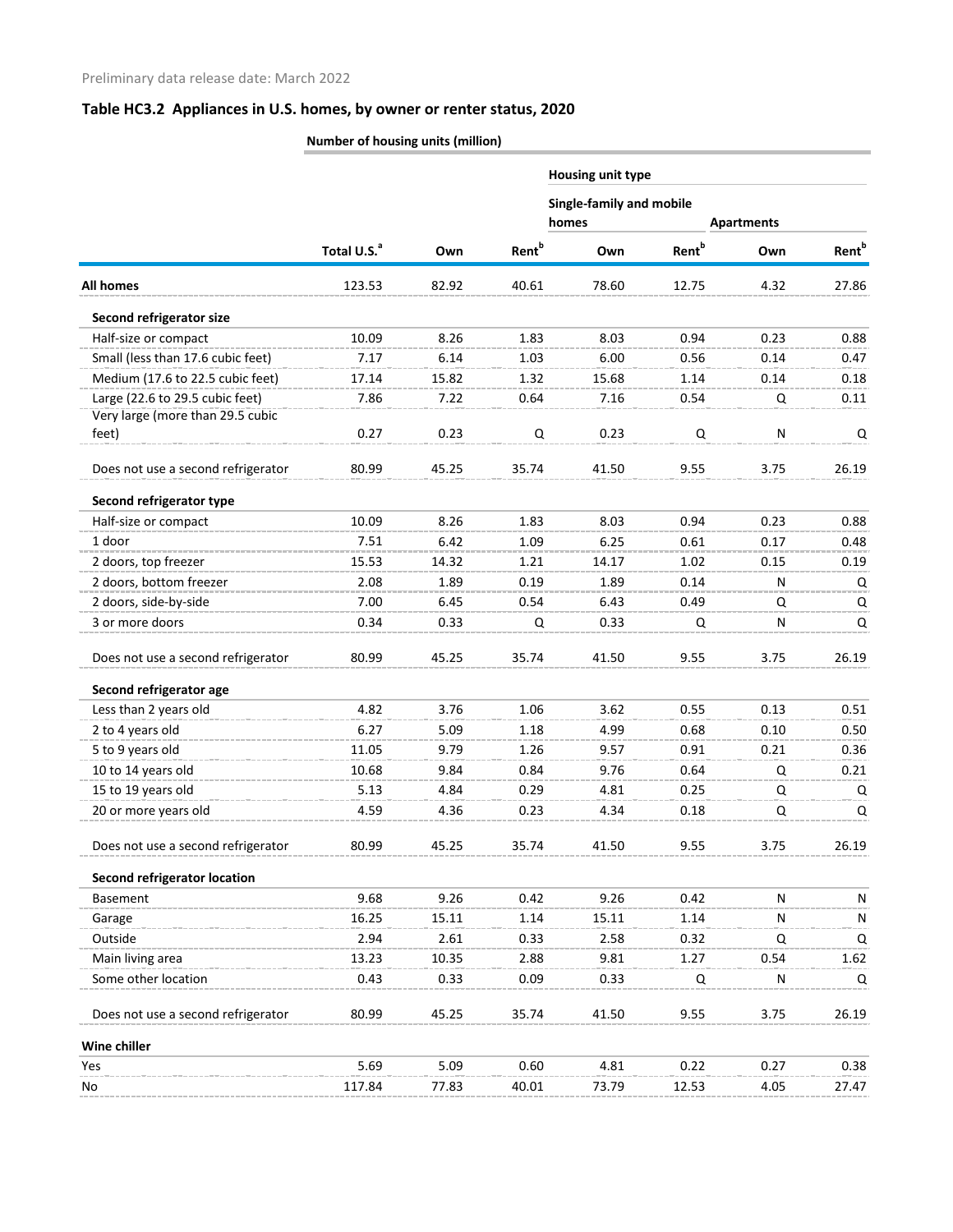Preliminary data release date: March 2022

## Table HC3.2 Appliances in U.S. homes, by owner or renter status, 2020

| | Number of housing units (million) | | | | | | |
|---|---|---|---|---|---|---|---|
| | | | | Housing unit type | | | |
| | | | | Single-family and mobile homes | | Apartments | |
| | Total U.S.[a] | Own | Rent[b] | Own | Rent[b] | Own | Rent[b] |
| **All homes** | 123.53 | 82.92 | 40.61 | 78.60 | 12.75 | 4.32 | 27.86 |
| **Second refrigerator size** | | | | | | | |
| Half-size or compact | 10.09 | 8.26 | 1.83 | 8.03 | 0.94 | 0.23 | 0.88 |
| Small (less than 17.6 cubic feet) | 7.17 | 6.14 | 1.03 | 6.00 | 0.56 | 0.14 | 0.47 |
| Medium (17.6 to 22.5 cubic feet) | 17.14 | 15.82 | 1.32 | 15.68 | 1.14 | 0.14 | 0.18 |
| Large (22.6 to 29.5 cubic feet) | 7.86 | 7.22 | 0.64 | 7.16 | 0.54 | Q | 0.11 |
| Very large (more than 29.5 cubic feet) | 0.27 | 0.23 | Q | 0.23 | Q | N | Q |
| Does not use a second refrigerator | 80.99 | 45.25 | 35.74 | 41.50 | 9.55 | 3.75 | 26.19 |
| **Second refrigerator type** | | | | | | | |
| Half-size or compact | 10.09 | 8.26 | 1.83 | 8.03 | 0.94 | 0.23 | 0.88 |
| 1 door | 7.51 | 6.42 | 1.09 | 6.25 | 0.61 | 0.17 | 0.48 |
| 2 doors, top freezer | 15.53 | 14.32 | 1.21 | 14.17 | 1.02 | 0.15 | 0.19 |
| 2 doors, bottom freezer | 2.08 | 1.89 | 0.19 | 1.89 | 0.14 | N | Q |
| 2 doors, side-by-side | 7.00 | 6.45 | 0.54 | 6.43 | 0.49 | Q | Q |
| 3 or more doors | 0.34 | 0.33 | Q | 0.33 | Q | N | Q |
| Does not use a second refrigerator | 80.99 | 45.25 | 35.74 | 41.50 | 9.55 | 3.75 | 26.19 |
| **Second refrigerator age** | | | | | | | |
| Less than 2 years old | 4.82 | 3.76 | 1.06 | 3.62 | 0.55 | 0.13 | 0.51 |
| 2 to 4 years old | 6.27 | 5.09 | 1.18 | 4.99 | 0.68 | 0.10 | 0.50 |
| 5 to 9 years old | 11.05 | 9.79 | 1.26 | 9.57 | 0.91 | 0.21 | 0.36 |
| 10 to 14 years old | 10.68 | 9.84 | 0.84 | 9.76 | 0.64 | Q | 0.21 |
| 15 to 19 years old | 5.13 | 4.84 | 0.29 | 4.81 | 0.25 | Q | Q |
| 20 or more years old | 4.59 | 4.36 | 0.23 | 4.34 | 0.18 | Q | Q |
| Does not use a second refrigerator | 80.99 | 45.25 | 35.74 | 41.50 | 9.55 | 3.75 | 26.19 |
| **Second refrigerator location** | | | | | | | |
| Basement | 9.68 | 9.26 | 0.42 | 9.26 | 0.42 | N | N |
| Garage | 16.25 | 15.11 | 1.14 | 15.11 | 1.14 | N | N |
| Outside | 2.94 | 2.61 | 0.33 | 2.58 | 0.32 | Q | Q |
| Main living area | 13.23 | 10.35 | 2.88 | 9.81 | 1.27 | 0.54 | 1.62 |
| Some other location | 0.43 | 0.33 | 0.09 | 0.33 | Q | N | Q |
| Does not use a second refrigerator | 80.99 | 45.25 | 35.74 | 41.50 | 9.55 | 3.75 | 26.19 |
| **Wine chiller** | | | | | | | |
| Yes | 5.69 | 5.09 | 0.60 | 4.81 | 0.22 | 0.27 | 0.38 |
| No | 117.84 | 77.83 | 40.01 | 73.79 | 12.53 | 4.05 | 27.47 |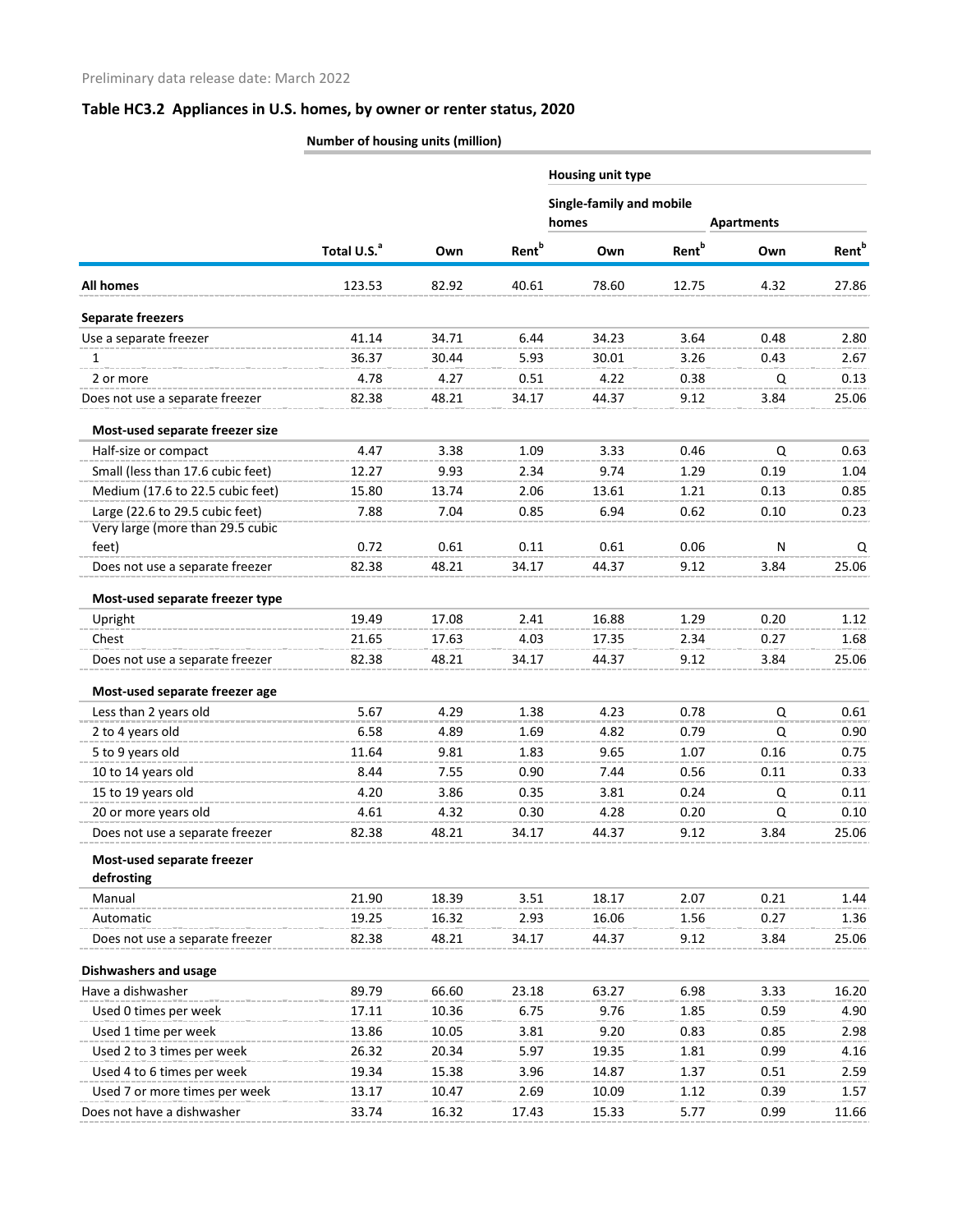Preliminary data release date: March 2022

## Table HC3.2 Appliances in U.S. homes, by owner or renter status, 2020

| | Number of housing units (million) | | | | | | |
|---|---|---|---|---|---|---|---|
| | | | | Housing unit type | | | |
| | | | | Single-family and mobile homes | | Apartments | |
| | Total U.S.[a] | Own | Rent[b] | Own | Rent[b] | Own | Rent[b] |
| **All homes** | 123.53 | 82.92 | 40.61 | 78.60 | 12.75 | 4.32 | 27.86 |
| **Separate freezers** | | | | | | | |
| Use a separate freezer | 41.14 | 34.71 | 6.44 | 34.23 | 3.64 | 0.48 | 2.80 |
| 1 | 36.37 | 30.44 | 5.93 | 30.01 | 3.26 | 0.43 | 2.67 |
| 2 or more | 4.78 | 4.27 | 0.51 | 4.22 | 0.38 | Q | 0.13 |
| Does not use a separate freezer | 82.38 | 48.21 | 34.17 | 44.37 | 9.12 | 3.84 | 25.06 |
| **Most-used separate freezer size** | | | | | | | |
| Half-size or compact | 4.47 | 3.38 | 1.09 | 3.33 | 0.46 | Q | 0.63 |
| Small (less than 17.6 cubic feet) | 12.27 | 9.93 | 2.34 | 9.74 | 1.29 | 0.19 | 1.04 |
| Medium (17.6 to 22.5 cubic feet) | 15.80 | 13.74 | 2.06 | 13.61 | 1.21 | 0.13 | 0.85 |
| Large (22.6 to 29.5 cubic feet) | 7.88 | 7.04 | 0.85 | 6.94 | 0.62 | 0.10 | 0.23 |
| Very large (more than 29.5 cubic feet) | 0.72 | 0.61 | 0.11 | 0.61 | 0.06 | N | Q |
| Does not use a separate freezer | 82.38 | 48.21 | 34.17 | 44.37 | 9.12 | 3.84 | 25.06 |
| **Most-used separate freezer type** | | | | | | | |
| Upright | 19.49 | 17.08 | 2.41 | 16.88 | 1.29 | 0.20 | 1.12 |
| Chest | 21.65 | 17.63 | 4.03 | 17.35 | 2.34 | 0.27 | 1.68 |
| Does not use a separate freezer | 82.38 | 48.21 | 34.17 | 44.37 | 9.12 | 3.84 | 25.06 |
| **Most-used separate freezer age** | | | | | | | |
| Less than 2 years old | 5.67 | 4.29 | 1.38 | 4.23 | 0.78 | Q | 0.61 |
| 2 to 4 years old | 6.58 | 4.89 | 1.69 | 4.82 | 0.79 | Q | 0.90 |
| 5 to 9 years old | 11.64 | 9.81 | 1.83 | 9.65 | 1.07 | 0.16 | 0.75 |
| 10 to 14 years old | 8.44 | 7.55 | 0.90 | 7.44 | 0.56 | 0.11 | 0.33 |
| 15 to 19 years old | 4.20 | 3.86 | 0.35 | 3.81 | 0.24 | Q | 0.11 |
| 20 or more years old | 4.61 | 4.32 | 0.30 | 4.28 | 0.20 | Q | 0.10 |
| Does not use a separate freezer | 82.38 | 48.21 | 34.17 | 44.37 | 9.12 | 3.84 | 25.06 |
| **Most-used separate freezer defrosting** | | | | | | | |
| Manual | 21.90 | 18.39 | 3.51 | 18.17 | 2.07 | 0.21 | 1.44 |
| Automatic | 19.25 | 16.32 | 2.93 | 16.06 | 1.56 | 0.27 | 1.36 |
| Does not use a separate freezer | 82.38 | 48.21 | 34.17 | 44.37 | 9.12 | 3.84 | 25.06 |
| **Dishwashers and usage** | | | | | | | |
| Have a dishwasher | 89.79 | 66.60 | 23.18 | 63.27 | 6.98 | 3.33 | 16.20 |
| Used 0 times per week | 17.11 | 10.36 | 6.75 | 9.76 | 1.85 | 0.59 | 4.90 |
| Used 1 time per week | 13.86 | 10.05 | 3.81 | 9.20 | 0.83 | 0.85 | 2.98 |
| Used 2 to 3 times per week | 26.32 | 20.34 | 5.97 | 19.35 | 1.81 | 0.99 | 4.16 |
| Used 4 to 6 times per week | 19.34 | 15.38 | 3.96 | 14.87 | 1.37 | 0.51 | 2.59 |
| Used 7 or more times per week | 13.17 | 10.47 | 2.69 | 10.09 | 1.12 | 0.39 | 1.57 |
| Does not have a dishwasher | 33.74 | 16.32 | 17.43 | 15.33 | 5.77 | 0.99 | 11.66 |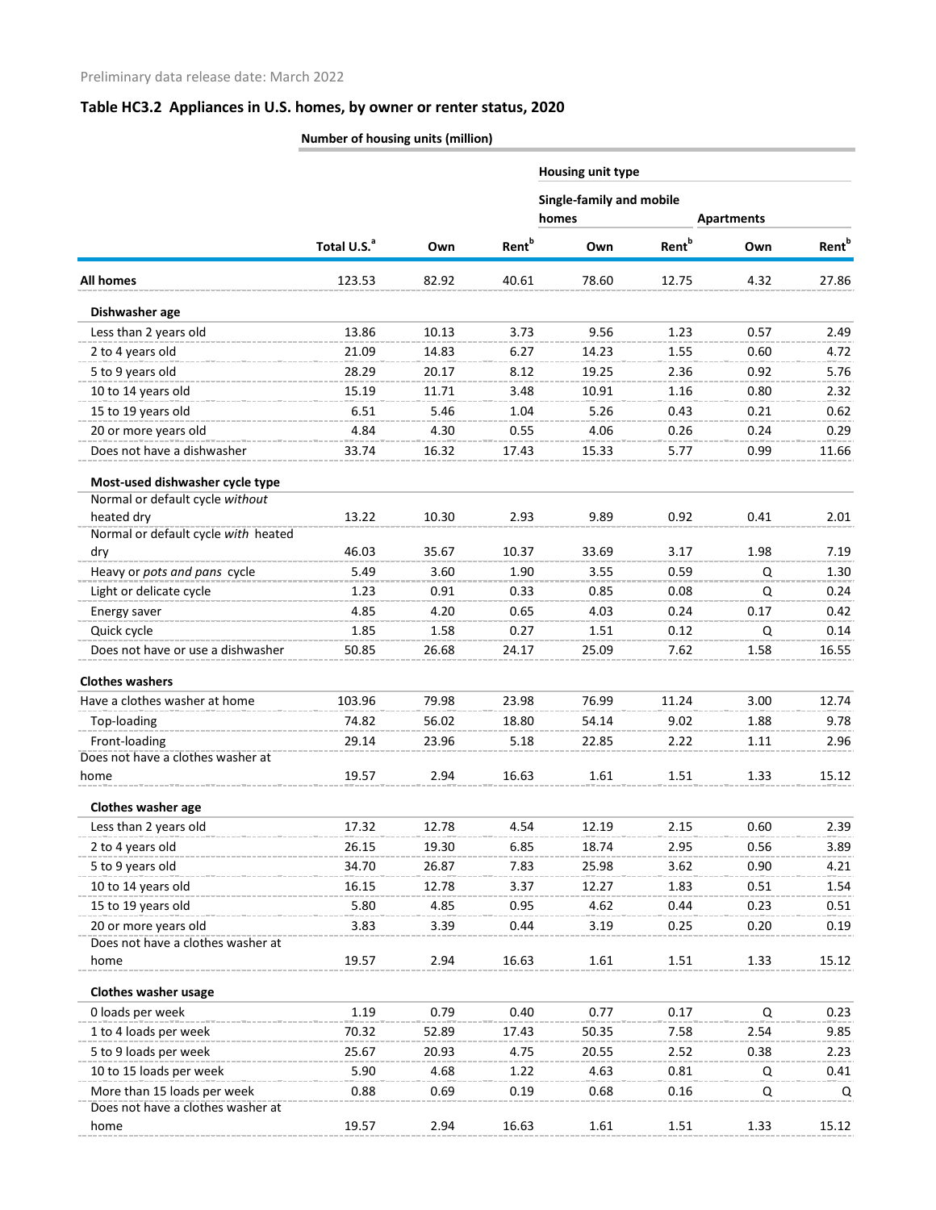Preliminary data release date: March 2022

## Table HC3.2 Appliances in U.S. homes, by owner or renter status, 2020

| | Number of housing units (million) | | | | | | |
|---|---|---|---|---|---|---|---|
| | | | | Housing unit type | | | |
| | | | | Single-family and mobile homes | | Apartments | |
| | Total U.S.[a] | Own | Rent[b] | Own | Rent[b] | Own | Rent[b] |
| **All homes** | 123.53 | 82.92 | 40.61 | 78.60 | 12.75 | 4.32 | 27.86 |
| **Dishwasher age** | | | | | | | |
| Less than 2 years old | 13.86 | 10.13 | 3.73 | 9.56 | 1.23 | 0.57 | 2.49 |
| 2 to 4 years old | 21.09 | 14.83 | 6.27 | 14.23 | 1.55 | 0.60 | 4.72 |
| 5 to 9 years old | 28.29 | 20.17 | 8.12 | 19.25 | 2.36 | 0.92 | 5.76 |
| 10 to 14 years old | 15.19 | 11.71 | 3.48 | 10.91 | 1.16 | 0.80 | 2.32 |
| 15 to 19 years old | 6.51 | 5.46 | 1.04 | 5.26 | 0.43 | 0.21 | 0.62 |
| 20 or more years old | 4.84 | 4.30 | 0.55 | 4.06 | 0.26 | 0.24 | 0.29 |
| Does not have a dishwasher | 33.74 | 16.32 | 17.43 | 15.33 | 5.77 | 0.99 | 11.66 |
| **Most-used dishwasher cycle type** | | | | | | | |
| Normal or default cycle *without* heated dry | 13.22 | 10.30 | 2.93 | 9.89 | 0.92 | 0.41 | 2.01 |
| Normal or default cycle *with* heated dry | 46.03 | 35.67 | 10.37 | 33.69 | 3.17 | 1.98 | 7.19 |
| Heavy or *pots and pans* cycle | 5.49 | 3.60 | 1.90 | 3.55 | 0.59 | Q | 1.30 |
| Light or delicate cycle | 1.23 | 0.91 | 0.33 | 0.85 | 0.08 | Q | 0.24 |
| Energy saver | 4.85 | 4.20 | 0.65 | 4.03 | 0.24 | 0.17 | 0.42 |
| Quick cycle | 1.85 | 1.58 | 0.27 | 1.51 | 0.12 | Q | 0.14 |
| Does not have or use a dishwasher | 50.85 | 26.68 | 24.17 | 25.09 | 7.62 | 1.58 | 16.55 |
| **Clothes washers** | | | | | | | |
| Have a clothes washer at home | 103.96 | 79.98 | 23.98 | 76.99 | 11.24 | 3.00 | 12.74 |
| Top-loading | 74.82 | 56.02 | 18.80 | 54.14 | 9.02 | 1.88 | 9.78 |
| Front-loading | 29.14 | 23.96 | 5.18 | 22.85 | 2.22 | 1.11 | 2.96 |
| Does not have a clothes washer at home | 19.57 | 2.94 | 16.63 | 1.61 | 1.51 | 1.33 | 15.12 |
| **Clothes washer age** | | | | | | | |
| Less than 2 years old | 17.32 | 12.78 | 4.54 | 12.19 | 2.15 | 0.60 | 2.39 |
| 2 to 4 years old | 26.15 | 19.30 | 6.85 | 18.74 | 2.95 | 0.56 | 3.89 |
| 5 to 9 years old | 34.70 | 26.87 | 7.83 | 25.98 | 3.62 | 0.90 | 4.21 |
| 10 to 14 years old | 16.15 | 12.78 | 3.37 | 12.27 | 1.83 | 0.51 | 1.54 |
| 15 to 19 years old | 5.80 | 4.85 | 0.95 | 4.62 | 0.44 | 0.23 | 0.51 |
| 20 or more years old | 3.83 | 3.39 | 0.44 | 3.19 | 0.25 | 0.20 | 0.19 |
| Does not have a clothes washer at home | 19.57 | 2.94 | 16.63 | 1.61 | 1.51 | 1.33 | 15.12 |
| **Clothes washer usage** | | | | | | | |
| 0 loads per week | 1.19 | 0.79 | 0.40 | 0.77 | 0.17 | Q | 0.23 |
| 1 to 4 loads per week | 70.32 | 52.89 | 17.43 | 50.35 | 7.58 | 2.54 | 9.85 |
| 5 to 9 loads per week | 25.67 | 20.93 | 4.75 | 20.55 | 2.52 | 0.38 | 2.23 |
| 10 to 15 loads per week | 5.90 | 4.68 | 1.22 | 4.63 | 0.81 | Q | 0.41 |
| More than 15 loads per week | 0.88 | 0.69 | 0.19 | 0.68 | 0.16 | Q | Q |
| Does not have a clothes washer at home | 19.57 | 2.94 | 16.63 | 1.61 | 1.51 | 1.33 | 15.12 |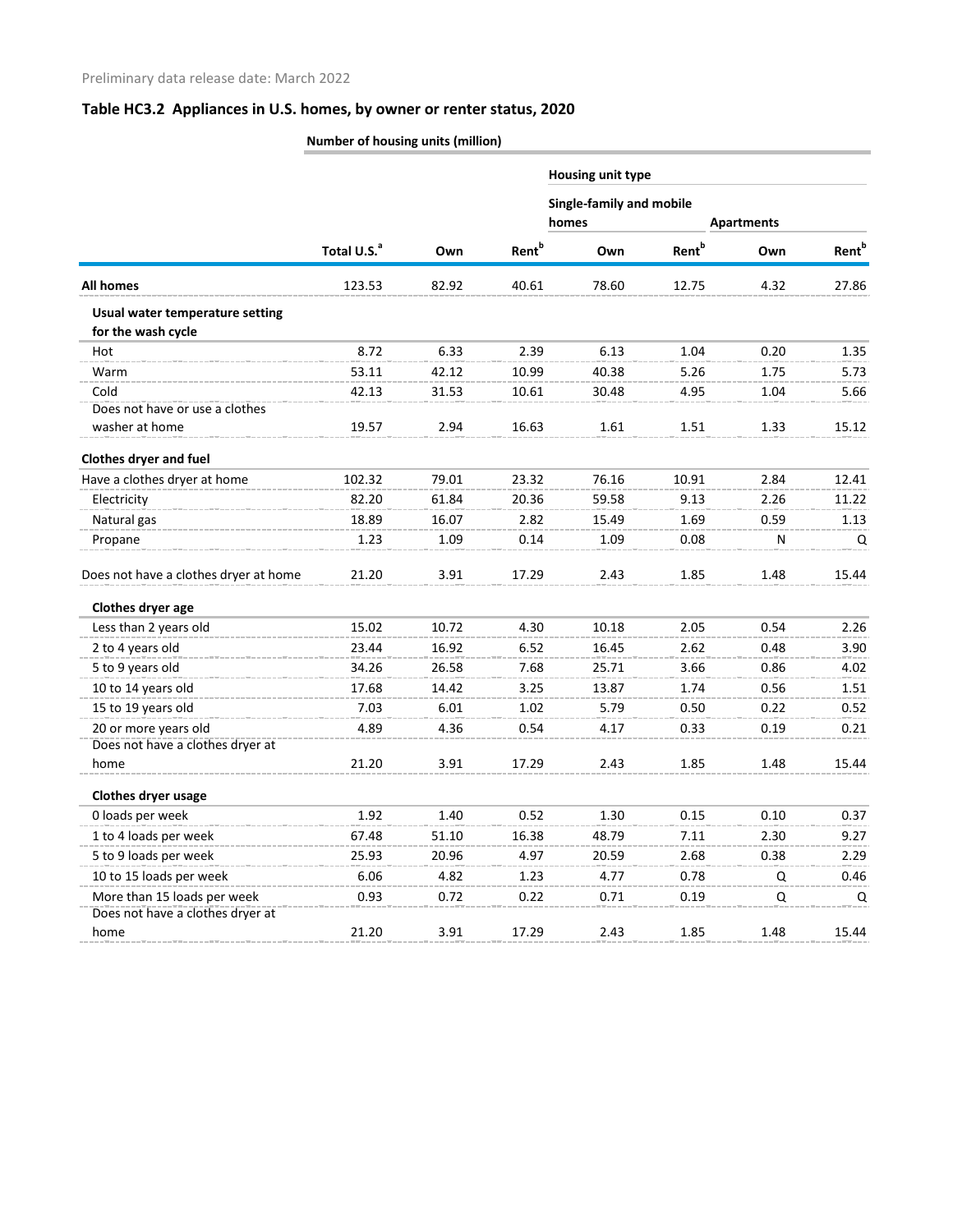Preliminary data release date: March 2022

## Table HC3.2 Appliances in U.S. homes, by owner or renter status, 2020

| | Number of housing units (million) | | | | | | |
|---|---|---|---|---|---|---|---|
| | | | | Housing unit type | | | |
| | | | | Single-family and mobile homes | | Apartments | |
| | Total U.S.[a] | Own | Rent[b] | Own | Rent[b] | Own | Rent[b] |
| **All homes** | 123.53 | 82.92 | 40.61 | 78.60 | 12.75 | 4.32 | 27.86 |
| **Usual water temperature setting for the wash cycle** | | | | | | | |
| Hot | 8.72 | 6.33 | 2.39 | 6.13 | 1.04 | 0.20 | 1.35 |
| Warm | 53.11 | 42.12 | 10.99 | 40.38 | 5.26 | 1.75 | 5.73 |
| Cold | 42.13 | 31.53 | 10.61 | 30.48 | 4.95 | 1.04 | 5.66 |
| Does not have or use a clothes washer at home | 19.57 | 2.94 | 16.63 | 1.61 | 1.51 | 1.33 | 15.12 |
| **Clothes dryer and fuel** | | | | | | | |
| Have a clothes dryer at home | 102.32 | 79.01 | 23.32 | 76.16 | 10.91 | 2.84 | 12.41 |
| Electricity | 82.20 | 61.84 | 20.36 | 59.58 | 9.13 | 2.26 | 11.22 |
| Natural gas | 18.89 | 16.07 | 2.82 | 15.49 | 1.69 | 0.59 | 1.13 |
| Propane | 1.23 | 1.09 | 0.14 | 1.09 | 0.08 | N | Q |
| Does not have a clothes dryer at home | 21.20 | 3.91 | 17.29 | 2.43 | 1.85 | 1.48 | 15.44 |
| **Clothes dryer age** | | | | | | | |
| Less than 2 years old | 15.02 | 10.72 | 4.30 | 10.18 | 2.05 | 0.54 | 2.26 |
| 2 to 4 years old | 23.44 | 16.92 | 6.52 | 16.45 | 2.62 | 0.48 | 3.90 |
| 5 to 9 years old | 34.26 | 26.58 | 7.68 | 25.71 | 3.66 | 0.86 | 4.02 |
| 10 to 14 years old | 17.68 | 14.42 | 3.25 | 13.87 | 1.74 | 0.56 | 1.51 |
| 15 to 19 years old | 7.03 | 6.01 | 1.02 | 5.79 | 0.50 | 0.22 | 0.52 |
| 20 or more years old | 4.89 | 4.36 | 0.54 | 4.17 | 0.33 | 0.19 | 0.21 |
| Does not have a clothes dryer at home | 21.20 | 3.91 | 17.29 | 2.43 | 1.85 | 1.48 | 15.44 |
| **Clothes dryer usage** | | | | | | | |
| 0 loads per week | 1.92 | 1.40 | 0.52 | 1.30 | 0.15 | 0.10 | 0.37 |
| 1 to 4 loads per week | 67.48 | 51.10 | 16.38 | 48.79 | 7.11 | 2.30 | 9.27 |
| 5 to 9 loads per week | 25.93 | 20.96 | 4.97 | 20.59 | 2.68 | 0.38 | 2.29 |
| 10 to 15 loads per week | 6.06 | 4.82 | 1.23 | 4.77 | 0.78 | Q | 0.46 |
| More than 15 loads per week | 0.93 | 0.72 | 0.22 | 0.71 | 0.19 | Q | Q |
| Does not have a clothes dryer at home | 21.20 | 3.91 | 17.29 | 2.43 | 1.85 | 1.48 | 15.44 |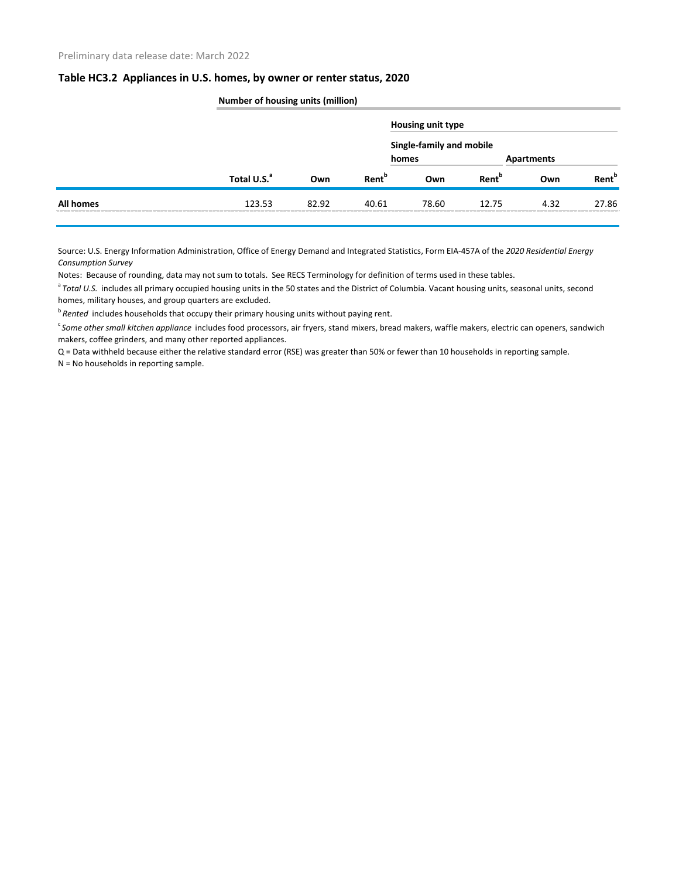Preliminary data release date: March 2022

### Table HC3.2 Appliances in U.S. homes, by owner or renter status, 2020

| | Number of housing units (million) | | | | | | |
|---|---|---|---|---|---|---|---|
| | | | | Housing unit type | | | |
| | | | | Single-family and mobile homes | | Apartments | |
| | Total U.S.[a] | Own | Rent[b] | Own | Rent[b] | Own | Rent[b] |
| **All homes** | 123.53 | 82.92 | 40.61 | 78.60 | 12.75 | 4.32 | 27.86 |

Source: U.S. Energy Information Administration, Office of Energy Demand and Integrated Statistics, Form EIA-457A of the *2020 Residential Energy Consumption Survey*

Notes: Because of rounding, data may not sum to totals. See RECS Terminology for definition of terms used in these tables.

[a] *Total U.S.* includes all primary occupied housing units in the 50 states and the District of Columbia. Vacant housing units, seasonal units, second homes, military houses, and group quarters are excluded.

[b] *Rented* includes households that occupy their primary housing units without paying rent.

[c] *Some other small kitchen appliance* includes food processors, air fryers, stand mixers, bread makers, waffle makers, electric can openers, sandwich makers, coffee grinders, and many other reported appliances.

Q = Data withheld because either the relative standard error (RSE) was greater than 50% or fewer than 10 households in reporting sample.

N = No households in reporting sample.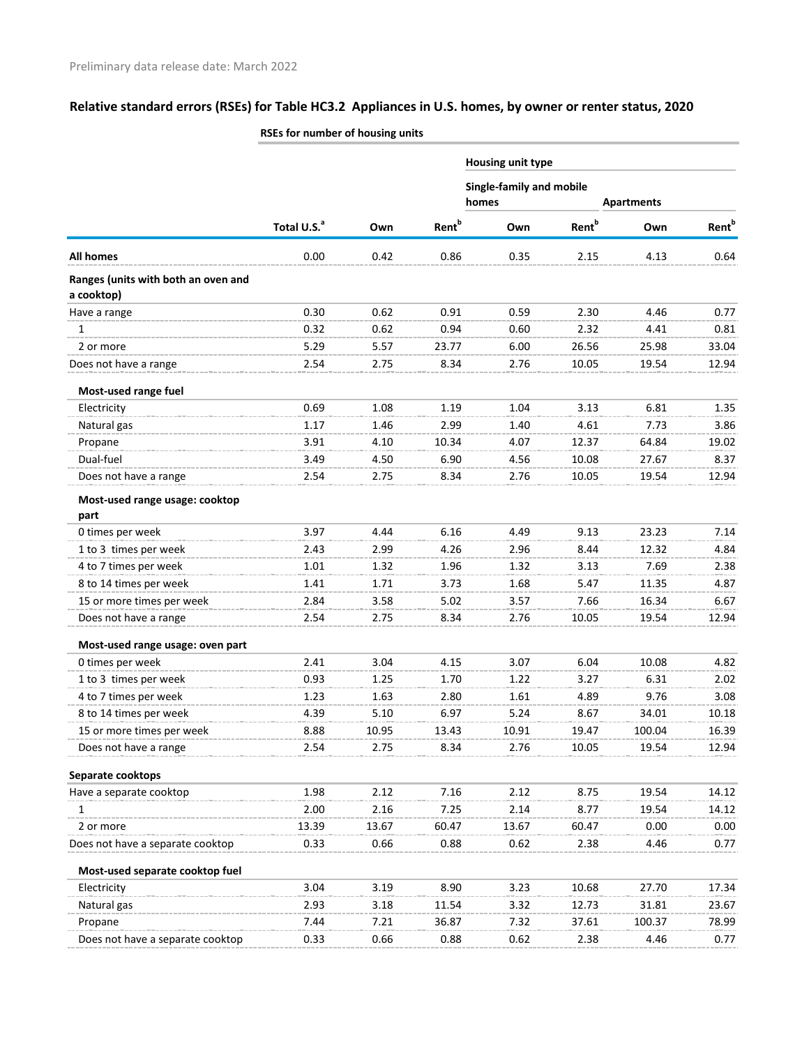Preliminary data release date: March 2022

## Relative standard errors (RSEs) for Table HC3.2 Appliances in U.S. homes, by owner or renter status, 2020

| | RSEs for number of housing units | | | | | | |
|---|---|---|---|---|---|---|---|
| | | | | Housing unit type | | | |
| | | | | Single-family and mobile homes | | Apartments | |
| | Total U.S.[a] | Own | Rent[b] | Own | Rent[b] | Own | Rent[b] |
| **All homes** | 0.00 | 0.42 | 0.86 | 0.35 | 2.15 | 4.13 | 0.64 |
| **Ranges (units with both an oven and a cooktop)** | | | | | | | |
| Have a range | 0.30 | 0.62 | 0.91 | 0.59 | 2.30 | 4.46 | 0.77 |
| 1 | 0.32 | 0.62 | 0.94 | 0.60 | 2.32 | 4.41 | 0.81 |
| 2 or more | 5.29 | 5.57 | 23.77 | 6.00 | 26.56 | 25.98 | 33.04 |
| Does not have a range | 2.54 | 2.75 | 8.34 | 2.76 | 10.05 | 19.54 | 12.94 |
| **Most-used range fuel** | | | | | | | |
| Electricity | 0.69 | 1.08 | 1.19 | 1.04 | 3.13 | 6.81 | 1.35 |
| Natural gas | 1.17 | 1.46 | 2.99 | 1.40 | 4.61 | 7.73 | 3.86 |
| Propane | 3.91 | 4.10 | 10.34 | 4.07 | 12.37 | 64.84 | 19.02 |
| Dual-fuel | 3.49 | 4.50 | 6.90 | 4.56 | 10.08 | 27.67 | 8.37 |
| Does not have a range | 2.54 | 2.75 | 8.34 | 2.76 | 10.05 | 19.54 | 12.94 |
| **Most-used range usage: cooktop part** | | | | | | | |
| 0 times per week | 3.97 | 4.44 | 6.16 | 4.49 | 9.13 | 23.23 | 7.14 |
| 1 to 3 times per week | 2.43 | 2.99 | 4.26 | 2.96 | 8.44 | 12.32 | 4.84 |
| 4 to 7 times per week | 1.01 | 1.32 | 1.96 | 1.32 | 3.13 | 7.69 | 2.38 |
| 8 to 14 times per week | 1.41 | 1.71 | 3.73 | 1.68 | 5.47 | 11.35 | 4.87 |
| 15 or more times per week | 2.84 | 3.58 | 5.02 | 3.57 | 7.66 | 16.34 | 6.67 |
| Does not have a range | 2.54 | 2.75 | 8.34 | 2.76 | 10.05 | 19.54 | 12.94 |
| **Most-used range usage: oven part** | | | | | | | |
| 0 times per week | 2.41 | 3.04 | 4.15 | 3.07 | 6.04 | 10.08 | 4.82 |
| 1 to 3 times per week | 0.93 | 1.25 | 1.70 | 1.22 | 3.27 | 6.31 | 2.02 |
| 4 to 7 times per week | 1.23 | 1.63 | 2.80 | 1.61 | 4.89 | 9.76 | 3.08 |
| 8 to 14 times per week | 4.39 | 5.10 | 6.97 | 5.24 | 8.67 | 34.01 | 10.18 |
| 15 or more times per week | 8.88 | 10.95 | 13.43 | 10.91 | 19.47 | 100.04 | 16.39 |
| Does not have a range | 2.54 | 2.75 | 8.34 | 2.76 | 10.05 | 19.54 | 12.94 |
| **Separate cooktops** | | | | | | | |
| Have a separate cooktop | 1.98 | 2.12 | 7.16 | 2.12 | 8.75 | 19.54 | 14.12 |
| 1 | 2.00 | 2.16 | 7.25 | 2.14 | 8.77 | 19.54 | 14.12 |
| 2 or more | 13.39 | 13.67 | 60.47 | 13.67 | 60.47 | 0.00 | 0.00 |
| Does not have a separate cooktop | 0.33 | 0.66 | 0.88 | 0.62 | 2.38 | 4.46 | 0.77 |
| **Most-used separate cooktop fuel** | | | | | | | |
| Electricity | 3.04 | 3.19 | 8.90 | 3.23 | 10.68 | 27.70 | 17.34 |
| Natural gas | 2.93 | 3.18 | 11.54 | 3.32 | 12.73 | 31.81 | 23.67 |
| Propane | 7.44 | 7.21 | 36.87 | 7.32 | 37.61 | 100.37 | 78.99 |
| Does not have a separate cooktop | 0.33 | 0.66 | 0.88 | 0.62 | 2.38 | 4.46 | 0.77 |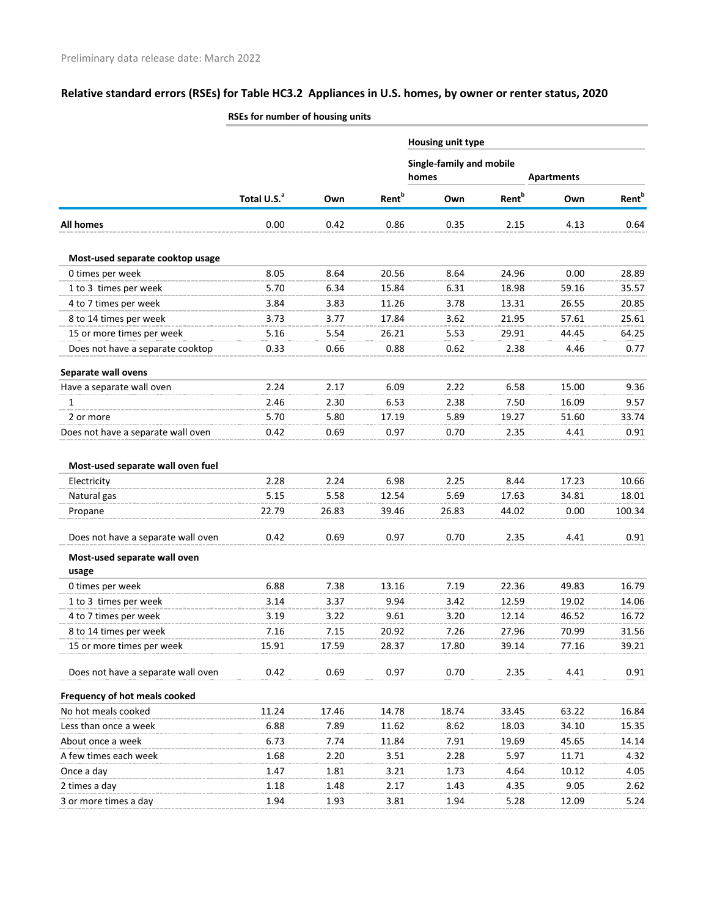Preliminary data release date: March 2022

## Relative standard errors (RSEs) for Table HC3.2 Appliances in U.S. homes, by owner or renter status, 2020

| | RSEs for number of housing units | | | | | | |
|---|---|---|---|---|---|---|---|
| | | | | Housing unit type | | | |
| | | | | Single-family and mobile homes | | Apartments | |
| | Total U.S.[a] | Own | Rent[b] | Own | Rent[b] | Own | Rent[b] |
| **All homes** | 0.00 | 0.42 | 0.86 | 0.35 | 2.15 | 4.13 | 0.64 |
| **Most-used separate cooktop usage** | | | | | | | |
| 0 times per week | 8.05 | 8.64 | 20.56 | 8.64 | 24.96 | 0.00 | 28.89 |
| 1 to 3 times per week | 5.70 | 6.34 | 15.84 | 6.31 | 18.98 | 59.16 | 35.57 |
| 4 to 7 times per week | 3.84 | 3.83 | 11.26 | 3.78 | 13.31 | 26.55 | 20.85 |
| 8 to 14 times per week | 3.73 | 3.77 | 17.84 | 3.62 | 21.95 | 57.61 | 25.61 |
| 15 or more times per week | 5.16 | 5.54 | 26.21 | 5.53 | 29.91 | 44.45 | 64.25 |
| Does not have a separate cooktop | 0.33 | 0.66 | 0.88 | 0.62 | 2.38 | 4.46 | 0.77 |
| **Separate wall ovens** | | | | | | | |
| Have a separate wall oven | 2.24 | 2.17 | 6.09 | 2.22 | 6.58 | 15.00 | 9.36 |
| 1 | 2.46 | 2.30 | 6.53 | 2.38 | 7.50 | 16.09 | 9.57 |
| 2 or more | 5.70 | 5.80 | 17.19 | 5.89 | 19.27 | 51.60 | 33.74 |
| Does not have a separate wall oven | 0.42 | 0.69 | 0.97 | 0.70 | 2.35 | 4.41 | 0.91 |
| **Most-used separate wall oven fuel** | | | | | | | |
| Electricity | 2.28 | 2.24 | 6.98 | 2.25 | 8.44 | 17.23 | 10.66 |
| Natural gas | 5.15 | 5.58 | 12.54 | 5.69 | 17.63 | 34.81 | 18.01 |
| Propane | 22.79 | 26.83 | 39.46 | 26.83 | 44.02 | 0.00 | 100.34 |
| Does not have a separate wall oven | 0.42 | 0.69 | 0.97 | 0.70 | 2.35 | 4.41 | 0.91 |
| **Most-used separate wall oven usage** | | | | | | | |
| 0 times per week | 6.88 | 7.38 | 13.16 | 7.19 | 22.36 | 49.83 | 16.79 |
| 1 to 3 times per week | 3.14 | 3.37 | 9.94 | 3.42 | 12.59 | 19.02 | 14.06 |
| 4 to 7 times per week | 3.19 | 3.22 | 9.61 | 3.20 | 12.14 | 46.52 | 16.72 |
| 8 to 14 times per week | 7.16 | 7.15 | 20.92 | 7.26 | 27.96 | 70.99 | 31.56 |
| 15 or more times per week | 15.91 | 17.59 | 28.37 | 17.80 | 39.14 | 77.16 | 39.21 |
| Does not have a separate wall oven | 0.42 | 0.69 | 0.97 | 0.70 | 2.35 | 4.41 | 0.91 |
| **Frequency of hot meals cooked** | | | | | | | |
| No hot meals cooked | 11.24 | 17.46 | 14.78 | 18.74 | 33.45 | 63.22 | 16.84 |
| Less than once a week | 6.88 | 7.89 | 11.62 | 8.62 | 18.03 | 34.10 | 15.35 |
| About once a week | 6.73 | 7.74 | 11.84 | 7.91 | 19.69 | 45.65 | 14.14 |
| A few times each week | 1.68 | 2.20 | 3.51 | 2.28 | 5.97 | 11.71 | 4.32 |
| Once a day | 1.47 | 1.81 | 3.21 | 1.73 | 4.64 | 10.12 | 4.05 |
| 2 times a day | 1.18 | 1.48 | 2.17 | 1.43 | 4.35 | 9.05 | 2.62 |
| 3 or more times a day | 1.94 | 1.93 | 3.81 | 1.94 | 5.28 | 12.09 | 5.24 |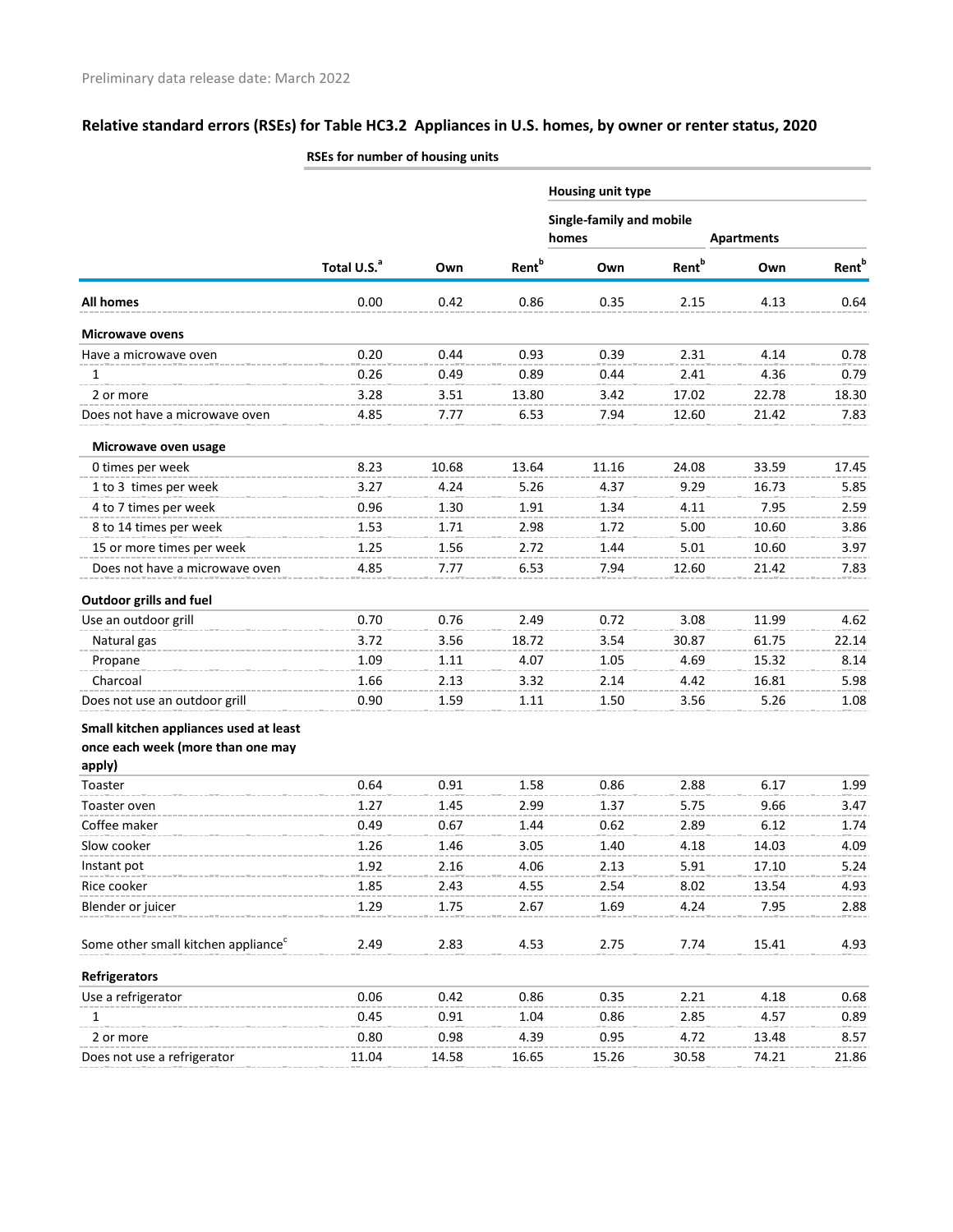Preliminary data release date: March 2022

## Relative standard errors (RSEs) for Table HC3.2 Appliances in U.S. homes, by owner or renter status, 2020

| | RSEs for number of housing units | | | | | | |
|---|---|---|---|---|---|---|---|
| | | | | Housing unit type | | | |
| | | | | Single-family and mobile homes | | Apartments | |
| | Total U.S.[a] | Own | Rent[b] | Own | Rent[b] | Own | Rent[b] |
| **All homes** | 0.00 | 0.42 | 0.86 | 0.35 | 2.15 | 4.13 | 0.64 |
| **Microwave ovens** | | | | | | | |
| Have a microwave oven | 0.20 | 0.44 | 0.93 | 0.39 | 2.31 | 4.14 | 0.78 |
| 1 | 0.26 | 0.49 | 0.89 | 0.44 | 2.41 | 4.36 | 0.79 |
| 2 or more | 3.28 | 3.51 | 13.80 | 3.42 | 17.02 | 22.78 | 18.30 |
| Does not have a microwave oven | 4.85 | 7.77 | 6.53 | 7.94 | 12.60 | 21.42 | 7.83 |
| **Microwave oven usage** | | | | | | | |
| 0 times per week | 8.23 | 10.68 | 13.64 | 11.16 | 24.08 | 33.59 | 17.45 |
| 1 to 3 times per week | 3.27 | 4.24 | 5.26 | 4.37 | 9.29 | 16.73 | 5.85 |
| 4 to 7 times per week | 0.96 | 1.30 | 1.91 | 1.34 | 4.11 | 7.95 | 2.59 |
| 8 to 14 times per week | 1.53 | 1.71 | 2.98 | 1.72 | 5.00 | 10.60 | 3.86 |
| 15 or more times per week | 1.25 | 1.56 | 2.72 | 1.44 | 5.01 | 10.60 | 3.97 |
| Does not have a microwave oven | 4.85 | 7.77 | 6.53 | 7.94 | 12.60 | 21.42 | 7.83 |
| **Outdoor grills and fuel** | | | | | | | |
| Use an outdoor grill | 0.70 | 0.76 | 2.49 | 0.72 | 3.08 | 11.99 | 4.62 |
| Natural gas | 3.72 | 3.56 | 18.72 | 3.54 | 30.87 | 61.75 | 22.14 |
| Propane | 1.09 | 1.11 | 4.07 | 1.05 | 4.69 | 15.32 | 8.14 |
| Charcoal | 1.66 | 2.13 | 3.32 | 2.14 | 4.42 | 16.81 | 5.98 |
| Does not use an outdoor grill | 0.90 | 1.59 | 1.11 | 1.50 | 3.56 | 5.26 | 1.08 |
| **Small kitchen appliances used at least once each week (more than one may apply)** | | | | | | | |
| Toaster | 0.64 | 0.91 | 1.58 | 0.86 | 2.88 | 6.17 | 1.99 |
| Toaster oven | 1.27 | 1.45 | 2.99 | 1.37 | 5.75 | 9.66 | 3.47 |
| Coffee maker | 0.49 | 0.67 | 1.44 | 0.62 | 2.89 | 6.12 | 1.74 |
| Slow cooker | 1.26 | 1.46 | 3.05 | 1.40 | 4.18 | 14.03 | 4.09 |
| Instant pot | 1.92 | 2.16 | 4.06 | 2.13 | 5.91 | 17.10 | 5.24 |
| Rice cooker | 1.85 | 2.43 | 4.55 | 2.54 | 8.02 | 13.54 | 4.93 |
| Blender or juicer | 1.29 | 1.75 | 2.67 | 1.69 | 4.24 | 7.95 | 2.88 |
| Some other small kitchen appliance[c] | 2.49 | 2.83 | 4.53 | 2.75 | 7.74 | 15.41 | 4.93 |
| **Refrigerators** | | | | | | | |
| Use a refrigerator | 0.06 | 0.42 | 0.86 | 0.35 | 2.21 | 4.18 | 0.68 |
| 1 | 0.45 | 0.91 | 1.04 | 0.86 | 2.85 | 4.57 | 0.89 |
| 2 or more | 0.80 | 0.98 | 4.39 | 0.95 | 4.72 | 13.48 | 8.57 |
| Does not use a refrigerator | 11.04 | 14.58 | 16.65 | 15.26 | 30.58 | 74.21 | 21.86 |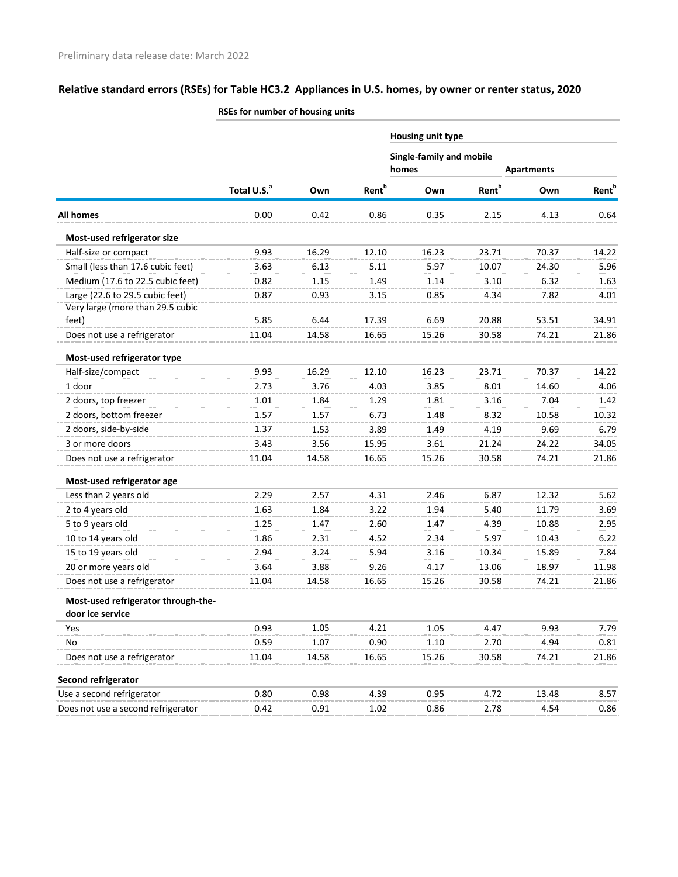Preliminary data release date: March 2022

## Relative standard errors (RSEs) for Table HC3.2 Appliances in U.S. homes, by owner or renter status, 2020

| | RSEs for number of housing units | | | | | | |
|---|---|---|---|---|---|---|---|
| | | | | Housing unit type | | | |
| | | | | Single-family and mobile homes | | Apartments | |
| | Total U.S.[a] | Own | Rent[b] | Own | Rent[b] | Own | Rent[b] |
| **All homes** | 0.00 | 0.42 | 0.86 | 0.35 | 2.15 | 4.13 | 0.64 |
| **Most-used refrigerator size** | | | | | | | |
| Half-size or compact | 9.93 | 16.29 | 12.10 | 16.23 | 23.71 | 70.37 | 14.22 |
| Small (less than 17.6 cubic feet) | 3.63 | 6.13 | 5.11 | 5.97 | 10.07 | 24.30 | 5.96 |
| Medium (17.6 to 22.5 cubic feet) | 0.82 | 1.15 | 1.49 | 1.14 | 3.10 | 6.32 | 1.63 |
| Large (22.6 to 29.5 cubic feet) | 0.87 | 0.93 | 3.15 | 0.85 | 4.34 | 7.82 | 4.01 |
| Very large (more than 29.5 cubic feet) | 5.85 | 6.44 | 17.39 | 6.69 | 20.88 | 53.51 | 34.91 |
| Does not use a refrigerator | 11.04 | 14.58 | 16.65 | 15.26 | 30.58 | 74.21 | 21.86 |
| **Most-used refrigerator type** | | | | | | | |
| Half-size/compact | 9.93 | 16.29 | 12.10 | 16.23 | 23.71 | 70.37 | 14.22 |
| 1 door | 2.73 | 3.76 | 4.03 | 3.85 | 8.01 | 14.60 | 4.06 |
| 2 doors, top freezer | 1.01 | 1.84 | 1.29 | 1.81 | 3.16 | 7.04 | 1.42 |
| 2 doors, bottom freezer | 1.57 | 1.57 | 6.73 | 1.48 | 8.32 | 10.58 | 10.32 |
| 2 doors, side-by-side | 1.37 | 1.53 | 3.89 | 1.49 | 4.19 | 9.69 | 6.79 |
| 3 or more doors | 3.43 | 3.56 | 15.95 | 3.61 | 21.24 | 24.22 | 34.05 |
| Does not use a refrigerator | 11.04 | 14.58 | 16.65 | 15.26 | 30.58 | 74.21 | 21.86 |
| **Most-used refrigerator age** | | | | | | | |
| Less than 2 years old | 2.29 | 2.57 | 4.31 | 2.46 | 6.87 | 12.32 | 5.62 |
| 2 to 4 years old | 1.63 | 1.84 | 3.22 | 1.94 | 5.40 | 11.79 | 3.69 |
| 5 to 9 years old | 1.25 | 1.47 | 2.60 | 1.47 | 4.39 | 10.88 | 2.95 |
| 10 to 14 years old | 1.86 | 2.31 | 4.52 | 2.34 | 5.97 | 10.43 | 6.22 |
| 15 to 19 years old | 2.94 | 3.24 | 5.94 | 3.16 | 10.34 | 15.89 | 7.84 |
| 20 or more years old | 3.64 | 3.88 | 9.26 | 4.17 | 13.06 | 18.97 | 11.98 |
| Does not use a refrigerator | 11.04 | 14.58 | 16.65 | 15.26 | 30.58 | 74.21 | 21.86 |
| **Most-used refrigerator through-the-door ice service** | | | | | | | |
| Yes | 0.93 | 1.05 | 4.21 | 1.05 | 4.47 | 9.93 | 7.79 |
| No | 0.59 | 1.07 | 0.90 | 1.10 | 2.70 | 4.94 | 0.81 |
| Does not use a refrigerator | 11.04 | 14.58 | 16.65 | 15.26 | 30.58 | 74.21 | 21.86 |
| **Second refrigerator** | | | | | | | |
| Use a second refrigerator | 0.80 | 0.98 | 4.39 | 0.95 | 4.72 | 13.48 | 8.57 |
| Does not use a second refrigerator | 0.42 | 0.91 | 1.02 | 0.86 | 2.78 | 4.54 | 0.86 |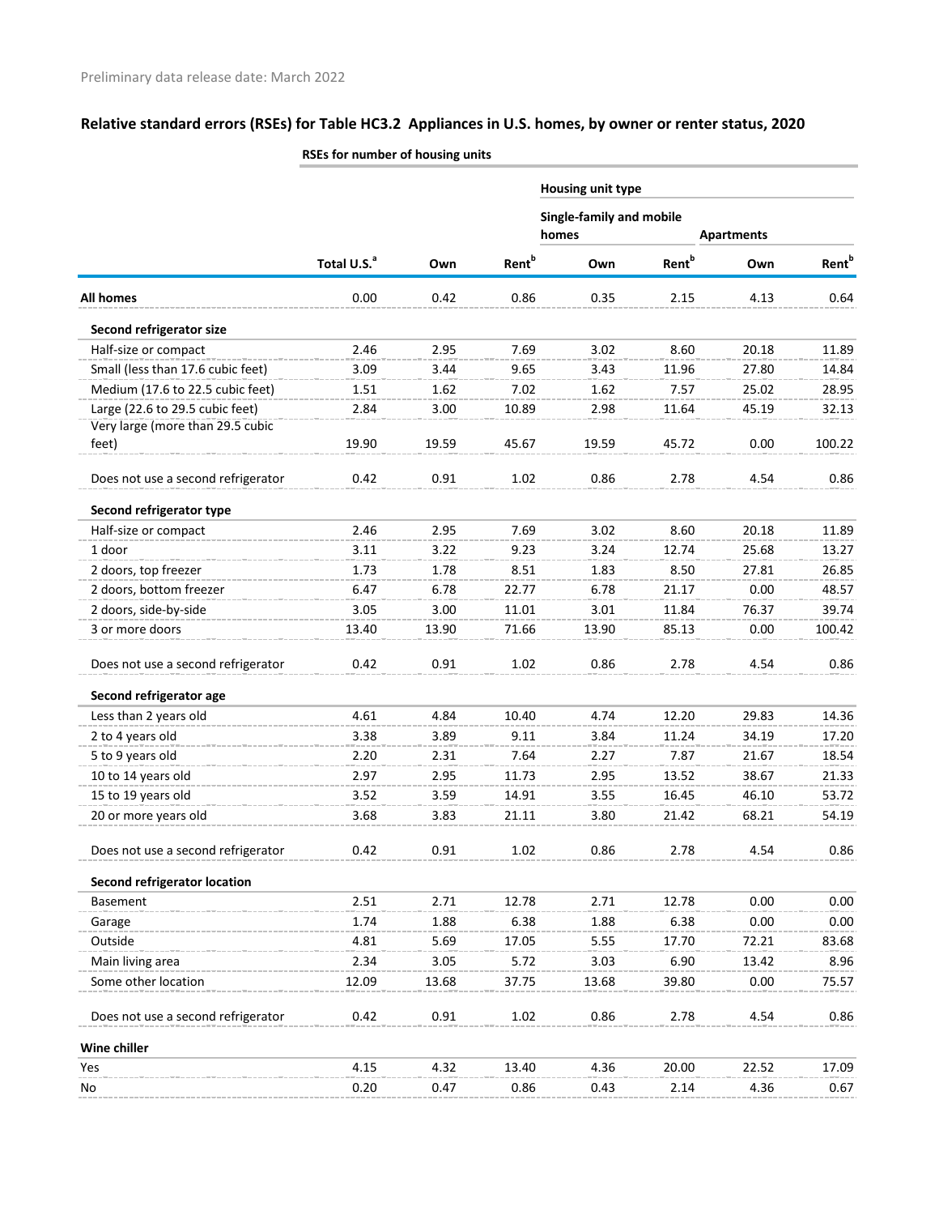Preliminary data release date: March 2022

## Relative standard errors (RSEs) for Table HC3.2 Appliances in U.S. homes, by owner or renter status, 2020

| | RSEs for number of housing units | | | | | | |
|---|---|---|---|---|---|---|---|
| | | | | Housing unit type | | | |
| | | | | Single-family and mobile homes | | Apartments | |
| | Total U.S.[a] | Own | Rent[b] | Own | Rent[b] | Own | Rent[b] |
| **All homes** | 0.00 | 0.42 | 0.86 | 0.35 | 2.15 | 4.13 | 0.64 |
| **Second refrigerator size** | | | | | | | |
| Half-size or compact | 2.46 | 2.95 | 7.69 | 3.02 | 8.60 | 20.18 | 11.89 |
| Small (less than 17.6 cubic feet) | 3.09 | 3.44 | 9.65 | 3.43 | 11.96 | 27.80 | 14.84 |
| Medium (17.6 to 22.5 cubic feet) | 1.51 | 1.62 | 7.02 | 1.62 | 7.57 | 25.02 | 28.95 |
| Large (22.6 to 29.5 cubic feet) | 2.84 | 3.00 | 10.89 | 2.98 | 11.64 | 45.19 | 32.13 |
| Very large (more than 29.5 cubic feet) | 19.90 | 19.59 | 45.67 | 19.59 | 45.72 | 0.00 | 100.22 |
| Does not use a second refrigerator | 0.42 | 0.91 | 1.02 | 0.86 | 2.78 | 4.54 | 0.86 |
| **Second refrigerator type** | | | | | | | |
| Half-size or compact | 2.46 | 2.95 | 7.69 | 3.02 | 8.60 | 20.18 | 11.89 |
| 1 door | 3.11 | 3.22 | 9.23 | 3.24 | 12.74 | 25.68 | 13.27 |
| 2 doors, top freezer | 1.73 | 1.78 | 8.51 | 1.83 | 8.50 | 27.81 | 26.85 |
| 2 doors, bottom freezer | 6.47 | 6.78 | 22.77 | 6.78 | 21.17 | 0.00 | 48.57 |
| 2 doors, side-by-side | 3.05 | 3.00 | 11.01 | 3.01 | 11.84 | 76.37 | 39.74 |
| 3 or more doors | 13.40 | 13.90 | 71.66 | 13.90 | 85.13 | 0.00 | 100.42 |
| Does not use a second refrigerator | 0.42 | 0.91 | 1.02 | 0.86 | 2.78 | 4.54 | 0.86 |
| **Second refrigerator age** | | | | | | | |
| Less than 2 years old | 4.61 | 4.84 | 10.40 | 4.74 | 12.20 | 29.83 | 14.36 |
| 2 to 4 years old | 3.38 | 3.89 | 9.11 | 3.84 | 11.24 | 34.19 | 17.20 |
| 5 to 9 years old | 2.20 | 2.31 | 7.64 | 2.27 | 7.87 | 21.67 | 18.54 |
| 10 to 14 years old | 2.97 | 2.95 | 11.73 | 2.95 | 13.52 | 38.67 | 21.33 |
| 15 to 19 years old | 3.52 | 3.59 | 14.91 | 3.55 | 16.45 | 46.10 | 53.72 |
| 20 or more years old | 3.68 | 3.83 | 21.11 | 3.80 | 21.42 | 68.21 | 54.19 |
| Does not use a second refrigerator | 0.42 | 0.91 | 1.02 | 0.86 | 2.78 | 4.54 | 0.86 |
| **Second refrigerator location** | | | | | | | |
| Basement | 2.51 | 2.71 | 12.78 | 2.71 | 12.78 | 0.00 | 0.00 |
| Garage | 1.74 | 1.88 | 6.38 | 1.88 | 6.38 | 0.00 | 0.00 |
| Outside | 4.81 | 5.69 | 17.05 | 5.55 | 17.70 | 72.21 | 83.68 |
| Main living area | 2.34 | 3.05 | 5.72 | 3.03 | 6.90 | 13.42 | 8.96 |
| Some other location | 12.09 | 13.68 | 37.75 | 13.68 | 39.80 | 0.00 | 75.57 |
| Does not use a second refrigerator | 0.42 | 0.91 | 1.02 | 0.86 | 2.78 | 4.54 | 0.86 |
| **Wine chiller** | | | | | | | |
| Yes | 4.15 | 4.32 | 13.40 | 4.36 | 20.00 | 22.52 | 17.09 |
| No | 0.20 | 0.47 | 0.86 | 0.43 | 2.14 | 4.36 | 0.67 |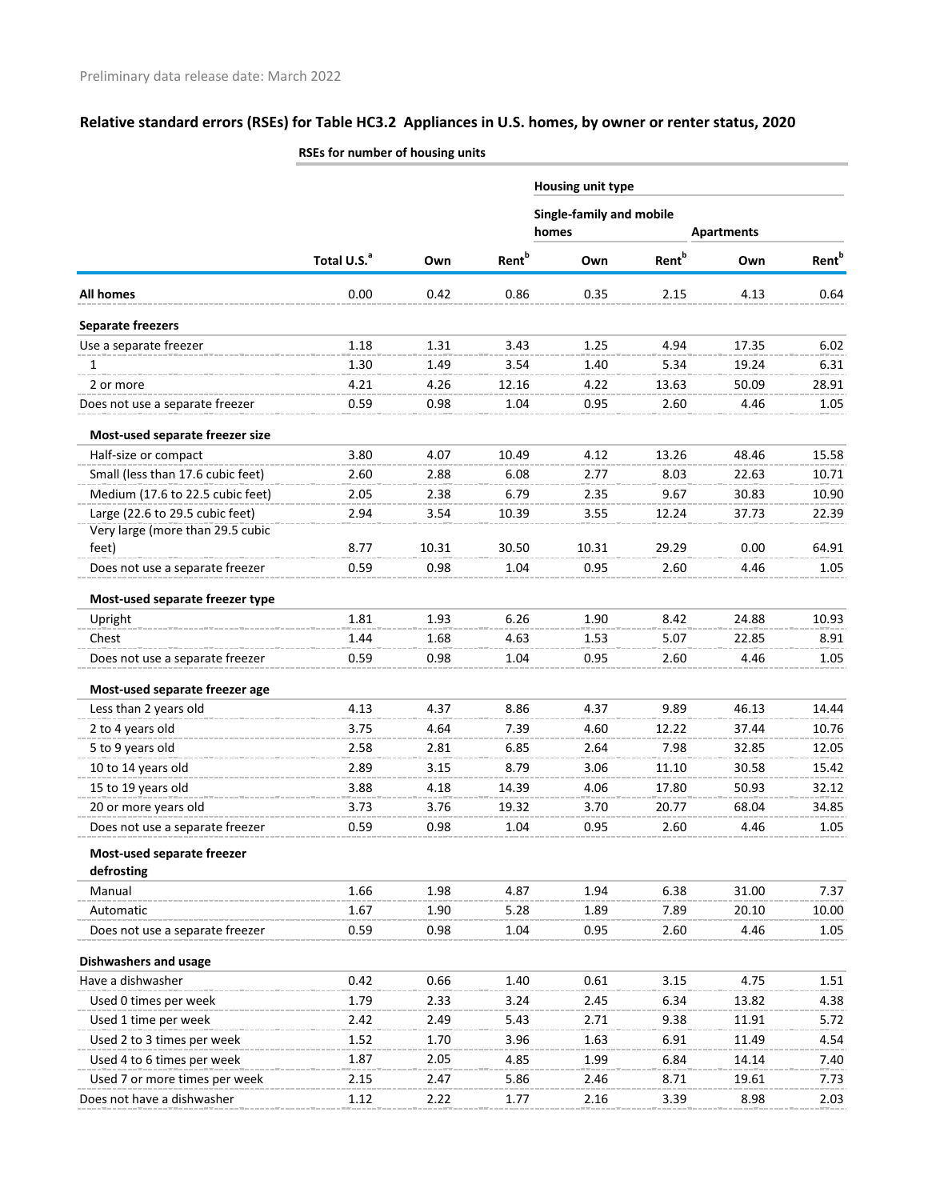Preliminary data release date: March 2022

## Relative standard errors (RSEs) for Table HC3.2 Appliances in U.S. homes, by owner or renter status, 2020

| | RSEs for number of housing units | | | | | | |
|---|---|---|---|---|---|---|---|
| | | | | Housing unit type | | | |
| | | | | Single-family and mobile homes | | Apartments | |
| | Total U.S.[a] | Own | Rent[b] | Own | Rent[b] | Own | Rent[b] |
| **All homes** | 0.00 | 0.42 | 0.86 | 0.35 | 2.15 | 4.13 | 0.64 |
| **Separate freezers** | | | | | | | |
| Use a separate freezer | 1.18 | 1.31 | 3.43 | 1.25 | 4.94 | 17.35 | 6.02 |
| 1 | 1.30 | 1.49 | 3.54 | 1.40 | 5.34 | 19.24 | 6.31 |
| 2 or more | 4.21 | 4.26 | 12.16 | 4.22 | 13.63 | 50.09 | 28.91 |
| Does not use a separate freezer | 0.59 | 0.98 | 1.04 | 0.95 | 2.60 | 4.46 | 1.05 |
| **Most-used separate freezer size** | | | | | | | |
| Half-size or compact | 3.80 | 4.07 | 10.49 | 4.12 | 13.26 | 48.46 | 15.58 |
| Small (less than 17.6 cubic feet) | 2.60 | 2.88 | 6.08 | 2.77 | 8.03 | 22.63 | 10.71 |
| Medium (17.6 to 22.5 cubic feet) | 2.05 | 2.38 | 6.79 | 2.35 | 9.67 | 30.83 | 10.90 |
| Large (22.6 to 29.5 cubic feet) | 2.94 | 3.54 | 10.39 | 3.55 | 12.24 | 37.73 | 22.39 |
| Very large (more than 29.5 cubic feet) | 8.77 | 10.31 | 30.50 | 10.31 | 29.29 | 0.00 | 64.91 |
| Does not use a separate freezer | 0.59 | 0.98 | 1.04 | 0.95 | 2.60 | 4.46 | 1.05 |
| **Most-used separate freezer type** | | | | | | | |
| Upright | 1.81 | 1.93 | 6.26 | 1.90 | 8.42 | 24.88 | 10.93 |
| Chest | 1.44 | 1.68 | 4.63 | 1.53 | 5.07 | 22.85 | 8.91 |
| Does not use a separate freezer | 0.59 | 0.98 | 1.04 | 0.95 | 2.60 | 4.46 | 1.05 |
| **Most-used separate freezer age** | | | | | | | |
| Less than 2 years old | 4.13 | 4.37 | 8.86 | 4.37 | 9.89 | 46.13 | 14.44 |
| 2 to 4 years old | 3.75 | 4.64 | 7.39 | 4.60 | 12.22 | 37.44 | 10.76 |
| 5 to 9 years old | 2.58 | 2.81 | 6.85 | 2.64 | 7.98 | 32.85 | 12.05 |
| 10 to 14 years old | 2.89 | 3.15 | 8.79 | 3.06 | 11.10 | 30.58 | 15.42 |
| 15 to 19 years old | 3.88 | 4.18 | 14.39 | 4.06 | 17.80 | 50.93 | 32.12 |
| 20 or more years old | 3.73 | 3.76 | 19.32 | 3.70 | 20.77 | 68.04 | 34.85 |
| Does not use a separate freezer | 0.59 | 0.98 | 1.04 | 0.95 | 2.60 | 4.46 | 1.05 |
| **Most-used separate freezer defrosting** | | | | | | | |
| Manual | 1.66 | 1.98 | 4.87 | 1.94 | 6.38 | 31.00 | 7.37 |
| Automatic | 1.67 | 1.90 | 5.28 | 1.89 | 7.89 | 20.10 | 10.00 |
| Does not use a separate freezer | 0.59 | 0.98 | 1.04 | 0.95 | 2.60 | 4.46 | 1.05 |
| **Dishwashers and usage** | | | | | | | |
| Have a dishwasher | 0.42 | 0.66 | 1.40 | 0.61 | 3.15 | 4.75 | 1.51 |
| Used 0 times per week | 1.79 | 2.33 | 3.24 | 2.45 | 6.34 | 13.82 | 4.38 |
| Used 1 time per week | 2.42 | 2.49 | 5.43 | 2.71 | 9.38 | 11.91 | 5.72 |
| Used 2 to 3 times per week | 1.52 | 1.70 | 3.96 | 1.63 | 6.91 | 11.49 | 4.54 |
| Used 4 to 6 times per week | 1.87 | 2.05 | 4.85 | 1.99 | 6.84 | 14.14 | 7.40 |
| Used 7 or more times per week | 2.15 | 2.47 | 5.86 | 2.46 | 8.71 | 19.61 | 7.73 |
| Does not have a dishwasher | 1.12 | 2.22 | 1.77 | 2.16 | 3.39 | 8.98 | 2.03 |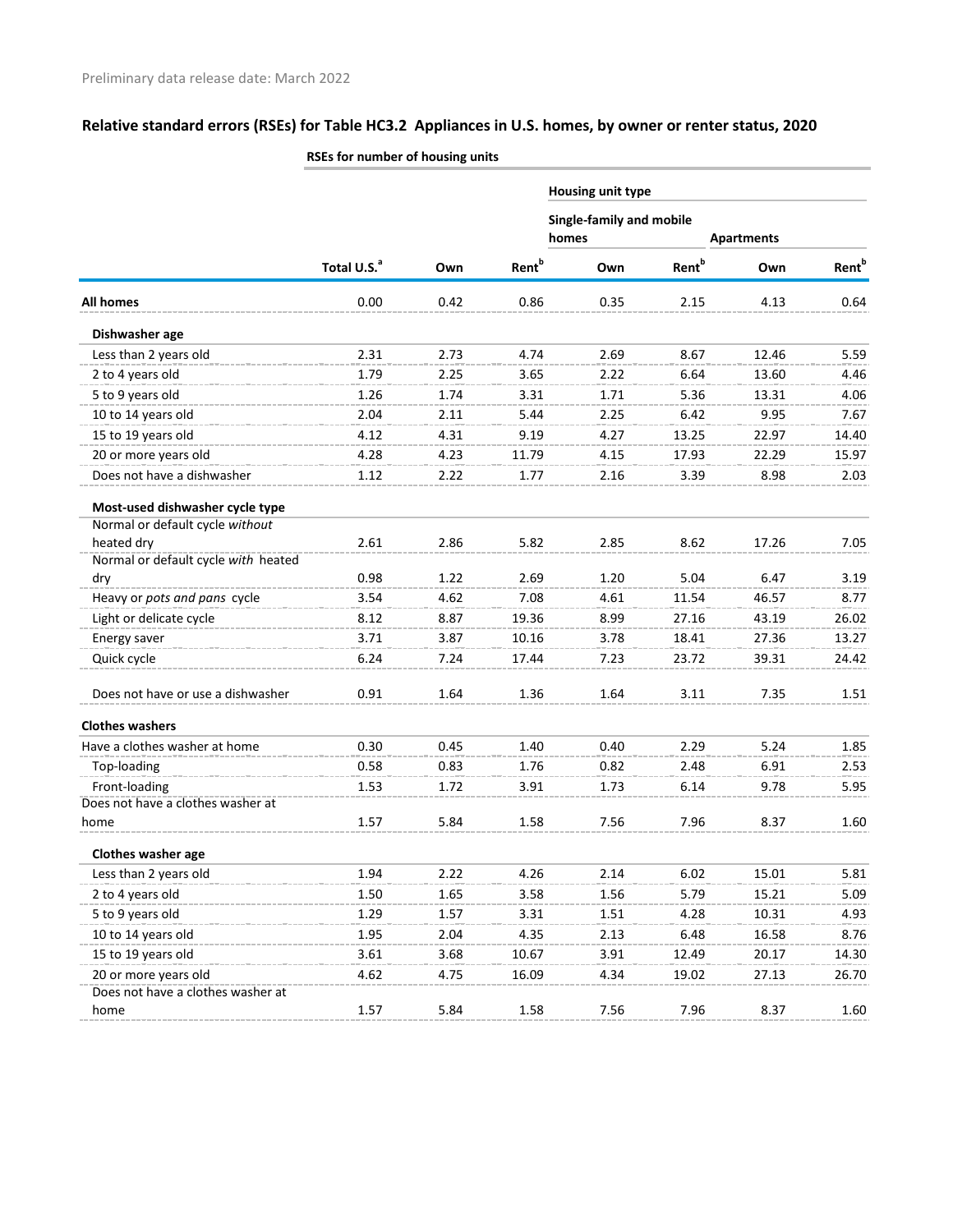Preliminary data release date: March 2022

## Relative standard errors (RSEs) for Table HC3.2 Appliances in U.S. homes, by owner or renter status, 2020

| | RSEs for number of housing units | | | | | | |
|---|---|---|---|---|---|---|---|
| | | | | Housing unit type | | | |
| | | | | Single-family and mobile homes | | Apartments | |
| | Total U.S.[a] | Own | Rent[b] | Own | Rent[b] | Own | Rent[b] |
| **All homes** | 0.00 | 0.42 | 0.86 | 0.35 | 2.15 | 4.13 | 0.64 |
| **Dishwasher age** | | | | | | | |
| Less than 2 years old | 2.31 | 2.73 | 4.74 | 2.69 | 8.67 | 12.46 | 5.59 |
| 2 to 4 years old | 1.79 | 2.25 | 3.65 | 2.22 | 6.64 | 13.60 | 4.46 |
| 5 to 9 years old | 1.26 | 1.74 | 3.31 | 1.71 | 5.36 | 13.31 | 4.06 |
| 10 to 14 years old | 2.04 | 2.11 | 5.44 | 2.25 | 6.42 | 9.95 | 7.67 |
| 15 to 19 years old | 4.12 | 4.31 | 9.19 | 4.27 | 13.25 | 22.97 | 14.40 |
| 20 or more years old | 4.28 | 4.23 | 11.79 | 4.15 | 17.93 | 22.29 | 15.97 |
| Does not have a dishwasher | 1.12 | 2.22 | 1.77 | 2.16 | 3.39 | 8.98 | 2.03 |
| **Most-used dishwasher cycle type** | | | | | | | |
| Normal or default cycle *without* heated dry | 2.61 | 2.86 | 5.82 | 2.85 | 8.62 | 17.26 | 7.05 |
| Normal or default cycle *with* heated dry | 0.98 | 1.22 | 2.69 | 1.20 | 5.04 | 6.47 | 3.19 |
| Heavy or *pots and pans* cycle | 3.54 | 4.62 | 7.08 | 4.61 | 11.54 | 46.57 | 8.77 |
| Light or delicate cycle | 8.12 | 8.87 | 19.36 | 8.99 | 27.16 | 43.19 | 26.02 |
| Energy saver | 3.71 | 3.87 | 10.16 | 3.78 | 18.41 | 27.36 | 13.27 |
| Quick cycle | 6.24 | 7.24 | 17.44 | 7.23 | 23.72 | 39.31 | 24.42 |
| Does not have or use a dishwasher | 0.91 | 1.64 | 1.36 | 1.64 | 3.11 | 7.35 | 1.51 |
| **Clothes washers** | | | | | | | |
| Have a clothes washer at home | 0.30 | 0.45 | 1.40 | 0.40 | 2.29 | 5.24 | 1.85 |
| Top-loading | 0.58 | 0.83 | 1.76 | 0.82 | 2.48 | 6.91 | 2.53 |
| Front-loading | 1.53 | 1.72 | 3.91 | 1.73 | 6.14 | 9.78 | 5.95 |
| Does not have a clothes washer at home | 1.57 | 5.84 | 1.58 | 7.56 | 7.96 | 8.37 | 1.60 |
| **Clothes washer age** | | | | | | | |
| Less than 2 years old | 1.94 | 2.22 | 4.26 | 2.14 | 6.02 | 15.01 | 5.81 |
| 2 to 4 years old | 1.50 | 1.65 | 3.58 | 1.56 | 5.79 | 15.21 | 5.09 |
| 5 to 9 years old | 1.29 | 1.57 | 3.31 | 1.51 | 4.28 | 10.31 | 4.93 |
| 10 to 14 years old | 1.95 | 2.04 | 4.35 | 2.13 | 6.48 | 16.58 | 8.76 |
| 15 to 19 years old | 3.61 | 3.68 | 10.67 | 3.91 | 12.49 | 20.17 | 14.30 |
| 20 or more years old | 4.62 | 4.75 | 16.09 | 4.34 | 19.02 | 27.13 | 26.70 |
| Does not have a clothes washer at home | 1.57 | 5.84 | 1.58 | 7.56 | 7.96 | 8.37 | 1.60 |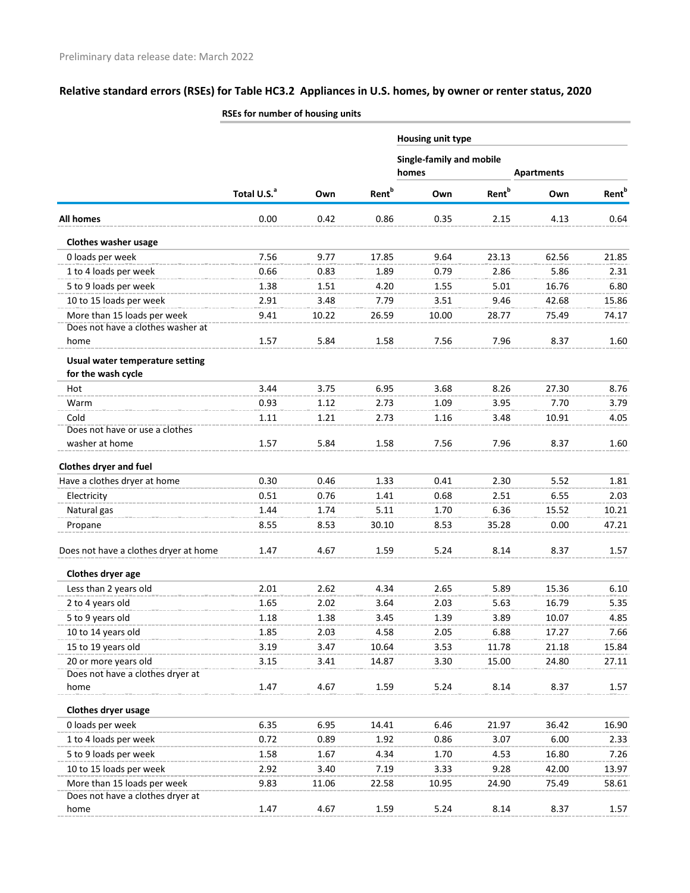Preliminary data release date: March 2022

## Relative standard errors (RSEs) for Table HC3.2 Appliances in U.S. homes, by owner or renter status, 2020

| | RSEs for number of housing units | | | | | | |
|---|---|---|---|---|---|---|---|
| | | | | Housing unit type | | | |
| | | | | Single-family and mobile homes | | Apartments | |
| | Total U.S.[a] | Own | Rent[b] | Own | Rent[b] | Own | Rent[b] |
| **All homes** | 0.00 | 0.42 | 0.86 | 0.35 | 2.15 | 4.13 | 0.64 |
| **Clothes washer usage** | | | | | | | |
| 0 loads per week | 7.56 | 9.77 | 17.85 | 9.64 | 23.13 | 62.56 | 21.85 |
| 1 to 4 loads per week | 0.66 | 0.83 | 1.89 | 0.79 | 2.86 | 5.86 | 2.31 |
| 5 to 9 loads per week | 1.38 | 1.51 | 4.20 | 1.55 | 5.01 | 16.76 | 6.80 |
| 10 to 15 loads per week | 2.91 | 3.48 | 7.79 | 3.51 | 9.46 | 42.68 | 15.86 |
| More than 15 loads per week | 9.41 | 10.22 | 26.59 | 10.00 | 28.77 | 75.49 | 74.17 |
| Does not have a clothes washer at home | 1.57 | 5.84 | 1.58 | 7.56 | 7.96 | 8.37 | 1.60 |
| **Usual water temperature setting for the wash cycle** | | | | | | | |
| Hot | 3.44 | 3.75 | 6.95 | 3.68 | 8.26 | 27.30 | 8.76 |
| Warm | 0.93 | 1.12 | 2.73 | 1.09 | 3.95 | 7.70 | 3.79 |
| Cold | 1.11 | 1.21 | 2.73 | 1.16 | 3.48 | 10.91 | 4.05 |
| Does not have or use a clothes washer at home | 1.57 | 5.84 | 1.58 | 7.56 | 7.96 | 8.37 | 1.60 |
| **Clothes dryer and fuel** | | | | | | | |
| Have a clothes dryer at home | 0.30 | 0.46 | 1.33 | 0.41 | 2.30 | 5.52 | 1.81 |
| Electricity | 0.51 | 0.76 | 1.41 | 0.68 | 2.51 | 6.55 | 2.03 |
| Natural gas | 1.44 | 1.74 | 5.11 | 1.70 | 6.36 | 15.52 | 10.21 |
| Propane | 8.55 | 8.53 | 30.10 | 8.53 | 35.28 | 0.00 | 47.21 |
| Does not have a clothes dryer at home | 1.47 | 4.67 | 1.59 | 5.24 | 8.14 | 8.37 | 1.57 |
| **Clothes dryer age** | | | | | | | |
| Less than 2 years old | 2.01 | 2.62 | 4.34 | 2.65 | 5.89 | 15.36 | 6.10 |
| 2 to 4 years old | 1.65 | 2.02 | 3.64 | 2.03 | 5.63 | 16.79 | 5.35 |
| 5 to 9 years old | 1.18 | 1.38 | 3.45 | 1.39 | 3.89 | 10.07 | 4.85 |
| 10 to 14 years old | 1.85 | 2.03 | 4.58 | 2.05 | 6.88 | 17.27 | 7.66 |
| 15 to 19 years old | 3.19 | 3.47 | 10.64 | 3.53 | 11.78 | 21.18 | 15.84 |
| 20 or more years old | 3.15 | 3.41 | 14.87 | 3.30 | 15.00 | 24.80 | 27.11 |
| Does not have a clothes dryer at home | 1.47 | 4.67 | 1.59 | 5.24 | 8.14 | 8.37 | 1.57 |
| **Clothes dryer usage** | | | | | | | |
| 0 loads per week | 6.35 | 6.95 | 14.41 | 6.46 | 21.97 | 36.42 | 16.90 |
| 1 to 4 loads per week | 0.72 | 0.89 | 1.92 | 0.86 | 3.07 | 6.00 | 2.33 |
| 5 to 9 loads per week | 1.58 | 1.67 | 4.34 | 1.70 | 4.53 | 16.80 | 7.26 |
| 10 to 15 loads per week | 2.92 | 3.40 | 7.19 | 3.33 | 9.28 | 42.00 | 13.97 |
| More than 15 loads per week | 9.83 | 11.06 | 22.58 | 10.95 | 24.90 | 75.49 | 58.61 |
| Does not have a clothes dryer at home | 1.47 | 4.67 | 1.59 | 5.24 | 8.14 | 8.37 | 1.57 |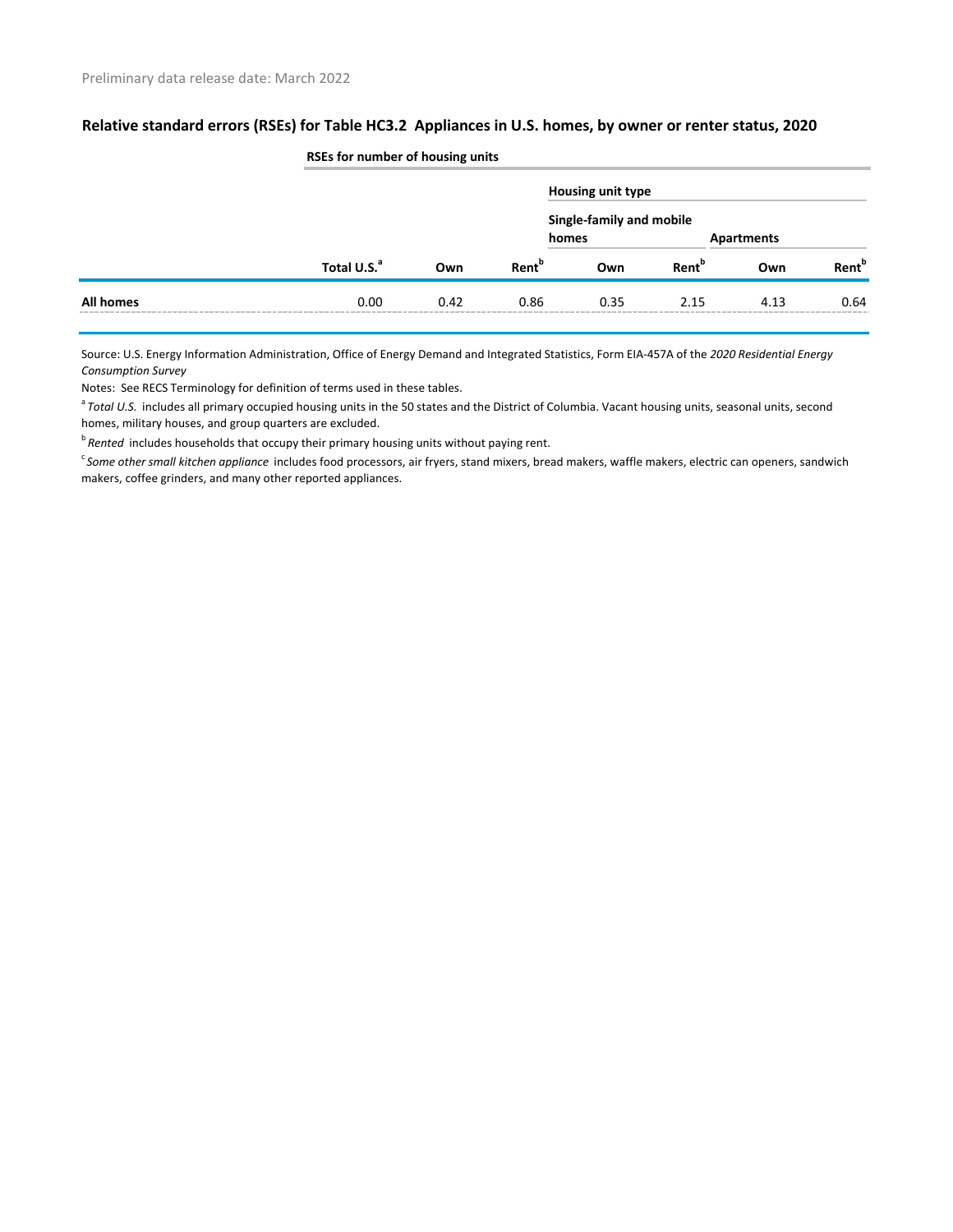Preliminary data release date: March 2022

## Relative standard errors (RSEs) for Table HC3.2 Appliances in U.S. homes, by owner or renter status, 2020

| | RSEs for number of housing units | | | | | | |
|---|---|---|---|---|---|---|---|
| | | | | Housing unit type | | | |
| | | | | Single-family and mobile homes | | Apartments | |
| | Total U.S.[a] | Own | Rent[b] | Own | Rent[b] | Own | Rent[b] |
| **All homes** | 0.00 | 0.42 | 0.86 | 0.35 | 2.15 | 4.13 | 0.64 |

Source: U.S. Energy Information Administration, Office of Energy Demand and Integrated Statistics, Form EIA-457A of the *2020 Residential Energy Consumption Survey*

Notes: See RECS Terminology for definition of terms used in these tables.

[a] *Total U.S.* includes all primary occupied housing units in the 50 states and the District of Columbia. Vacant housing units, seasonal units, second homes, military houses, and group quarters are excluded.

[b] *Rented* includes households that occupy their primary housing units without paying rent.

[c] *Some other small kitchen appliance* includes food processors, air fryers, stand mixers, bread makers, waffle makers, electric can openers, sandwich makers, coffee grinders, and many other reported appliances.